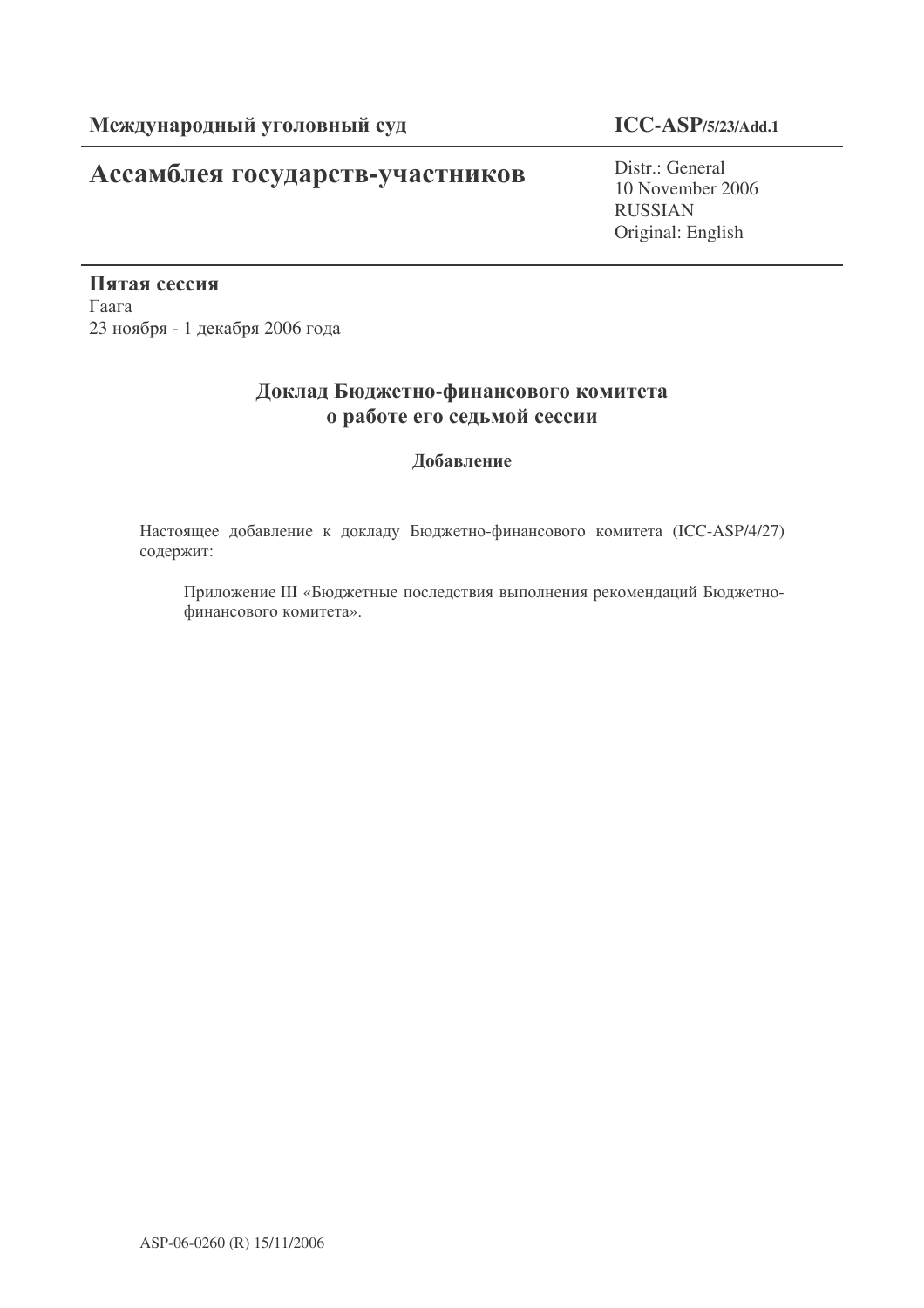**Международный уголовный суд**

**ICC-ASP/5/23/Add.1**

# Ассамблея государств-участников

Distr.: General
10 November 2006
RUSSIAN
Original: English

**Пятая сессия**
Гаага
23 ноября - 1 декабря 2006 года

## Доклад Бюджетно-финансового комитета о работе его седьмой сессии

### Добавление

Настоящее добавление к докладу Бюджетно-финансового комитета (ICC-ASP/4/27) содержит:

Приложение III «Бюджетные последствия выполнения рекомендаций Бюджетно-финансового комитета».

ASP-06-0260 (R) 15/11/2006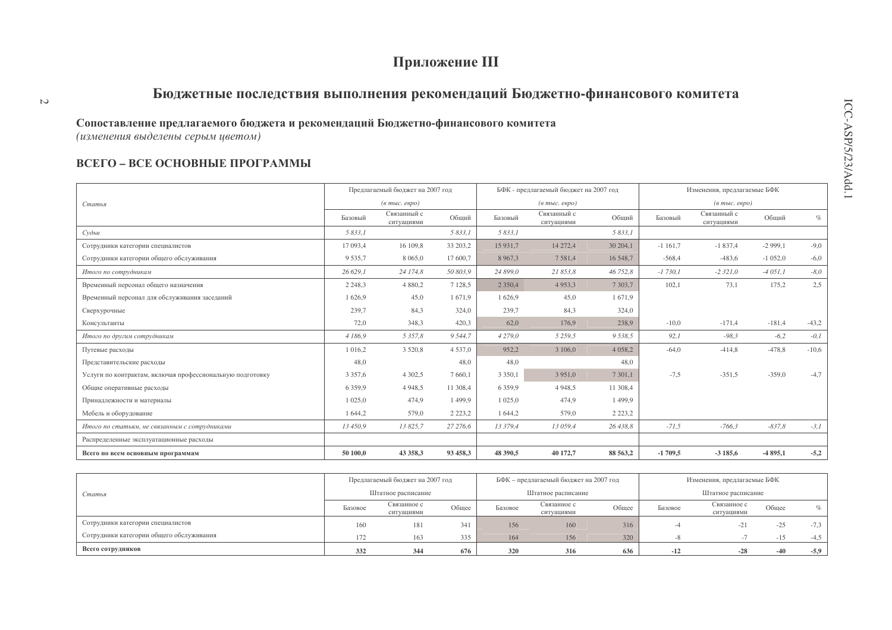# Приложение III

## Бюджетные последствия выполнения рекомендаций Бюджетно-финансового комитета

**Сопоставление предлагаемого бюджета и рекомендаций Бюджетно-финансового комитета**
*(изменения выделены серым цветом)*

### ВСЕГО – ВСЕ ОСНОВНЫЕ ПРОГРАММЫ

| Статья | Предлагаемый бюджет на 2007 год (в тыс. евро) | | | БФК - предлагаемый бюджет на 2007 год (в тыс. евро) | | | Изменения, предлагаемые БФК (в тыс. евро) | | | |
|---|---|---|---|---|---|---|---|---|---|---|
| | Базовый | Связанный с ситуациями | Общий | Базовый | Связанный с ситуациями | Общий | Базовый | Связанный с ситуациями | Общий | % |
| *Судьи* | *5 833,1* | | *5 833,1* | *5 833,1* | | *5 833,1* | | | | |
| Сотрудники категории специалистов | 17 093,4 | 16 109,8 | 33 203,2 | 15 931,7 | 14 272,4 | 30 204,1 | -1 161,7 | -1 837,4 | -2 999,1 | -9,0 |
| Сотрудники категории общего обслуживания | 9 535,7 | 8 065,0 | 17 600,7 | 8 967,3 | 7 581,4 | 16 548,7 | -568,4 | -483,6 | -1 052,0 | -6,0 |
| *Итого по сотрудникам* | *26 629,1* | *24 174,8* | *50 803,9* | *24 899,0* | *21 853,8* | *46 752,8* | *-1 730,1* | *-2 321,0* | *-4 051,1* | *-8,0* |
| Временный персонал общего назначения | 2 248,3 | 4 880,2 | 7 128,5 | 2 350,4 | 4 953,3 | 7 303,7 | 102,1 | 73,1 | 175,2 | 2,5 |
| Временный персонал для обслуживания заседаний | 1 626,9 | 45,0 | 1 671,9 | 1 626,9 | 45,0 | 1 671,9 | | | | |
| Сверхурочные | 239,7 | 84,3 | 324,0 | 239,7 | 84,3 | 324,0 | | | | |
| Консультанты | 72,0 | 348,3 | 420,3 | 62,0 | 176,9 | 238,9 | -10,0 | -171,4 | -181,4 | -43,2 |
| *Итого по другим сотрудникам* | *4 186,9* | *5 357,8* | *9 544,7* | *4 279,0* | *5 259,5* | *9 538,5* | *92,1* | *-98,3* | *-6,2* | *-0,1* |
| Путевые расходы | 1 016,2 | 3 520,8 | 4 537,0 | 952,2 | 3 106,0 | 4 058,2 | -64,0 | -414,8 | -478,8 | -10,6 |
| Представительские расходы | 48,0 | | 48,0 | 48,0 | | 48,0 | | | | |
| Услуги по контрактам, включая профессиональную подготовку | 3 357,6 | 4 302,5 | 7 660,1 | 3 350,1 | 3 951,0 | 7 301,1 | -7,5 | -351,5 | -359,0 | -4,7 |
| Общие оперативные расходы | 6 359,9 | 4 948,5 | 11 308,4 | 6 359,9 | 4 948,5 | 11 308,4 | | | | |
| Принадлежности и материалы | 1 025,0 | 474,9 | 1 499,9 | 1 025,0 | 474,9 | 1 499,9 | | | | |
| Мебель и оборудование | 1 644,2 | 579,0 | 2 223,2 | 1 644,2 | 579,0 | 2 223,2 | | | | |
| *Итого по статьям, не связанным с сотрудниками* | *13 450,9* | *13 825,7* | *27 276,6* | *13 379,4* | *13 059,4* | *26 438,8* | *-71,5* | *-766,3* | *-837,8* | *-3,1* |
| Распределенные эксплуатационные расходы | | | | | | | | | | |
| **Всего по всем основным программам** | **50 100,0** | **43 358,3** | **93 458,3** | **48 390,5** | **40 172,7** | **88 563,2** | **-1 709,5** | **-3 185,6** | **-4 895,1** | **-5,2** |

| Статья | Предлагаемый бюджет на 2007 год (Штатное расписание) | | | БФК – предлагаемый бюджет на 2007 год (Штатное расписание) | | | Изменения, предлагаемые БФК (Штатное расписание) | | | |
|---|---|---|---|---|---|---|---|---|---|---|
| | Базовое | Связанное с ситуациями | Общее | Базовое | Связанное с ситуациями | Общее | Базовое | Связанное с ситуациями | Общее | % |
| Сотрудники категории специалистов | 160 | 181 | 341 | 156 | 160 | 316 | -4 | -21 | -25 | -7,3 |
| Сотрудники категории общего обслуживания | 172 | 163 | 335 | 164 | 156 | 320 | -8 | -7 | -15 | -4,5 |
| **Всего сотрудников** | **332** | **344** | **676** | **320** | **316** | **636** | **-12** | **-28** | **-40** | **-5,9** |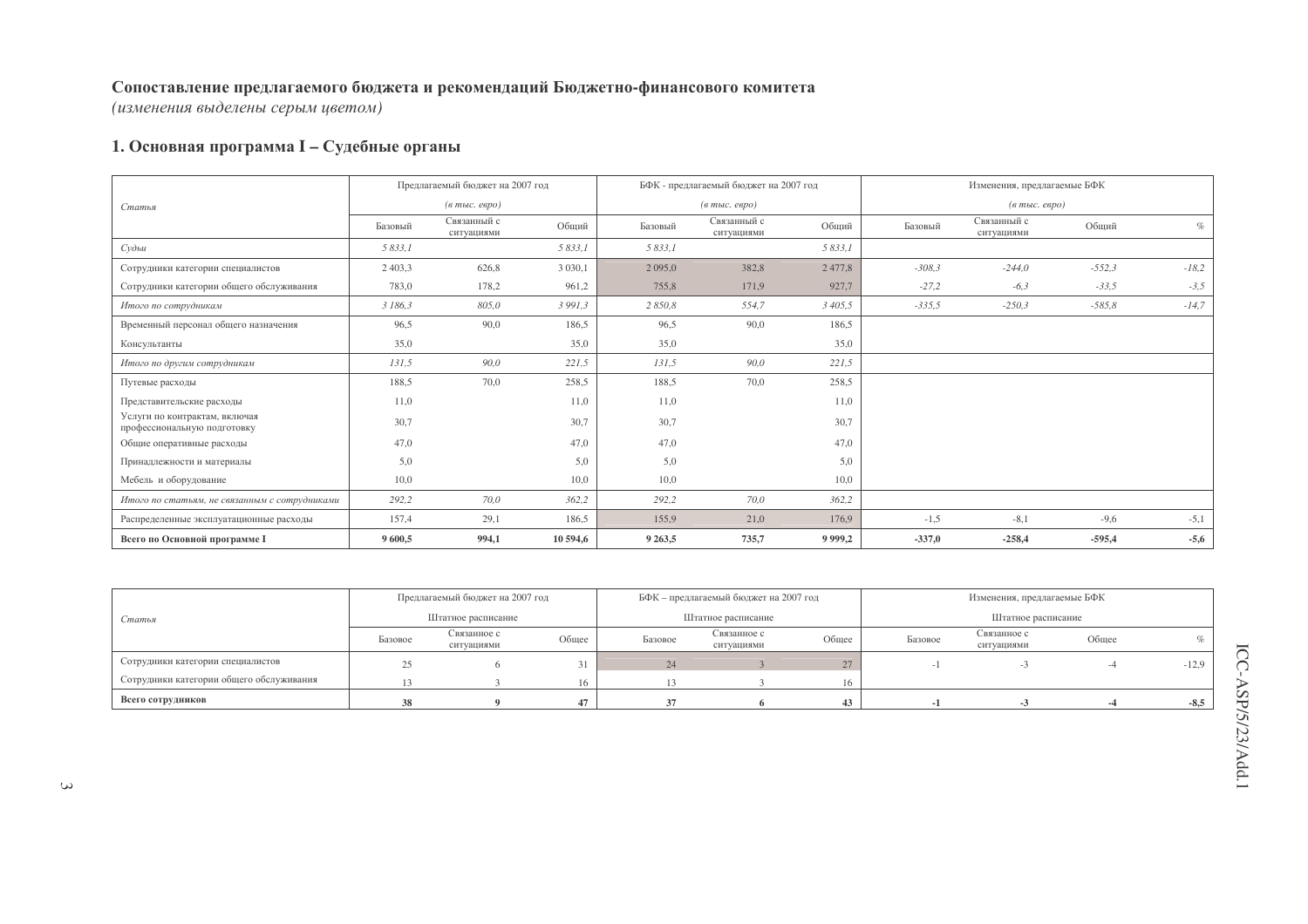**Сопоставление предлагаемого бюджета и рекомендаций Бюджетно-финансового комитета**
*(изменения выделены серым цветом)*

## 1. Основная программа I – Судебные органы

| Статья | Предлагаемый бюджет на 2007 год (в тыс. евро) | | | БФК - предлагаемый бюджет на 2007 год (в тыс. евро) | | | Изменения, предлагаемые БФК (в тыс. евро) | | | |
|---|---|---|---|---|---|---|---|---|---|---|
| | Базовый | Связанный с ситуациями | Общий | Базовый | Связанный с ситуациями | Общий | Базовый | Связанный с ситуациями | Общий | % |
| *Судьи* | *5 833,1* | | *5 833,1* | *5 833,1* | | *5 833,1* | | | | |
| Сотрудники категории специалистов | 2 403,3 | 626,8 | 3 030,1 | 2 095,0 | 382,8 | 2 477,8 | *-308,3* | *-244,0* | *-552,3* | *-18,2* |
| Сотрудники категории общего обслуживания | 783,0 | 178,2 | 961,2 | 755,8 | 171,9 | 927,7 | *-27,2* | *-6,3* | *-33,5* | *-3,5* |
| *Итого по сотрудникам* | *3 186,3* | *805,0* | *3 991,3* | *2 850,8* | *554,7* | *3 405,5* | *-335,5* | *-250,3* | *-585,8* | *-14,7* |
| Временный персонал общего назначения | 96,5 | 90,0 | 186,5 | 96,5 | 90,0 | 186,5 | | | | |
| Консультанты | 35,0 | | 35,0 | 35,0 | | 35,0 | | | | |
| *Итого по другим сотрудникам* | *131,5* | *90,0* | *221,5* | *131,5* | *90,0* | *221,5* | | | | |
| Путевые расходы | 188,5 | 70,0 | 258,5 | 188,5 | 70,0 | 258,5 | | | | |
| Представительские расходы | 11,0 | | 11,0 | 11,0 | | 11,0 | | | | |
| Услуги по контрактам, включая профессиональную подготовку | 30,7 | | 30,7 | 30,7 | | 30,7 | | | | |
| Общие оперативные расходы | 47,0 | | 47,0 | 47,0 | | 47,0 | | | | |
| Принадлежности и материалы | 5,0 | | 5,0 | 5,0 | | 5,0 | | | | |
| Мебель и оборудование | 10,0 | | 10,0 | 10,0 | | 10,0 | | | | |
| *Итого по статьям, не связанным с сотрудниками* | *292,2* | *70,0* | *362,2* | *292,2* | *70,0* | *362,2* | | | | |
| Распределенные эксплуатационные расходы | 157,4 | 29,1 | 186,5 | 155,9 | 21,0 | 176,9 | -1,5 | -8,1 | -9,6 | -5,1 |
| **Всего по Основной программе I** | **9 600,5** | **994,1** | **10 594,6** | **9 263,5** | **735,7** | **9 999,2** | **-337,0** | **-258,4** | **-595,4** | **-5,6** |

| Статья | Предлагаемый бюджет на 2007 год (Штатное расписание) | | | БФК – предлагаемый бюджет на 2007 год (Штатное расписание) | | | Изменения, предлагаемые БФК (Штатное расписание) | | | |
|---|---|---|---|---|---|---|---|---|---|---|
| | Базовое | Связанное с ситуациями | Общее | Базовое | Связанное с ситуациями | Общее | Базовое | Связанное с ситуациями | Общее | % |
| Сотрудники категории специалистов | 25 | 6 | 31 | 24 | 3 | 27 | -1 | -3 | -4 | -12,9 |
| Сотрудники категории общего обслуживания | 13 | 3 | 16 | 13 | 3 | 16 | | | | |
| **Всего сотрудников** | **38** | **9** | **47** | **37** | **6** | **43** | **-1** | **-3** | **-4** | **-8,5** |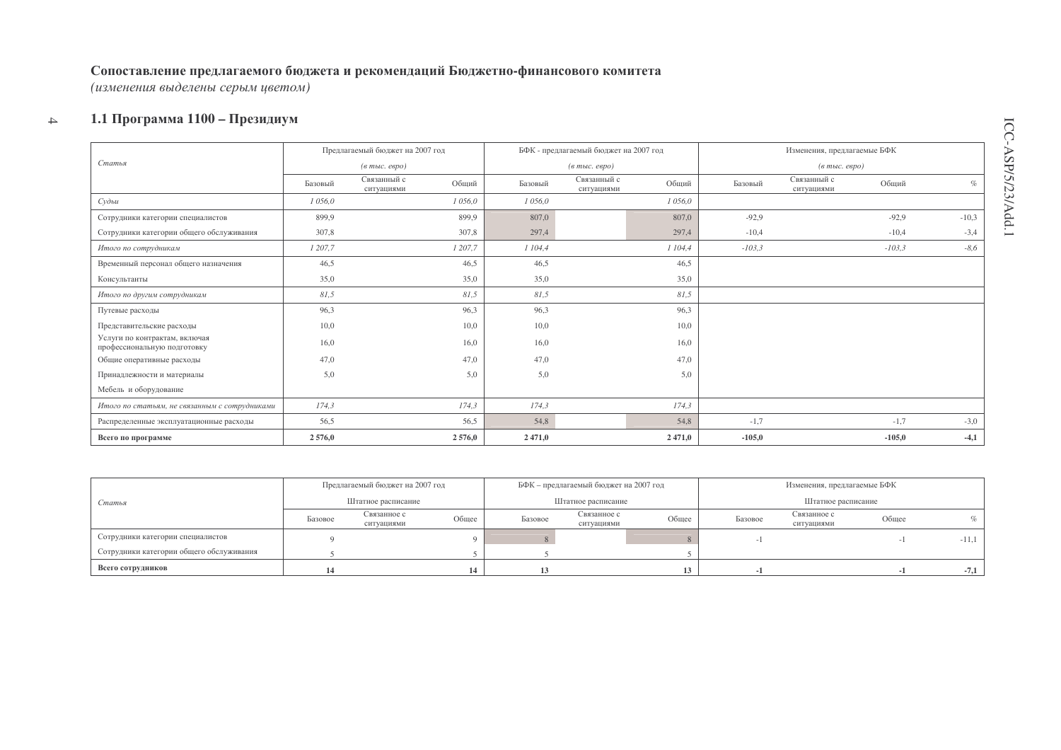## Сопоставление предлагаемого бюджета и рекомендаций Бюджетно-финансового комитета

*(изменения выделены серым цветом)*

### 1.1 Программа 1100 – Президиум

| *Статья* | Предлагаемый бюджет на 2007 год *(в тыс. евро)* | | | БФК - предлагаемый бюджет на 2007 год *(в тыс. евро)* | | | Изменения, предлагаемые БФК *(в тыс. евро)* | | | |
|---|---|---|---|---|---|---|---|---|---|---|
| | Базовый | Связанный с ситуациями | Общий | Базовый | Связанный с ситуациями | Общий | Базовый | Связанный с ситуациями | Общий | % |
| *Судьи* | *1 056,0* | | *1 056,0* | *1 056,0* | | *1 056,0* | | | | |
| Сотрудники категории специалистов | 899,9 | | 899,9 | 807,0 | | 807,0 | -92,9 | | -92,9 | -10,3 |
| Сотрудники категории общего обслуживания | 307,8 | | 307,8 | 297,4 | | 297,4 | -10,4 | | -10,4 | -3,4 |
| *Итого по сотрудникам* | *1 207,7* | | *1 207,7* | *1 104,4* | | *1 104,4* | *-103,3* | | *-103,3* | *-8,6* |
| Временный персонал общего назначения | 46,5 | | 46,5 | 46,5 | | 46,5 | | | | |
| Консультанты | 35,0 | | 35,0 | 35,0 | | 35,0 | | | | |
| *Итого по другим сотрудникам* | *81,5* | | *81,5* | *81,5* | | *81,5* | | | | |
| Путевые расходы | 96,3 | | 96,3 | 96,3 | | 96,3 | | | | |
| Представительские расходы | 10,0 | | 10,0 | 10,0 | | 10,0 | | | | |
| Услуги по контрактам, включая профессиональную подготовку | 16,0 | | 16,0 | 16,0 | | 16,0 | | | | |
| Общие оперативные расходы | 47,0 | | 47,0 | 47,0 | | 47,0 | | | | |
| Принадлежности и материалы | 5,0 | | 5,0 | 5,0 | | 5,0 | | | | |
| Мебель и оборудование | | | | | | | | | | |
| *Итого по статьям, не связанным с сотрудниками* | *174,3* | | *174,3* | *174,3* | | *174,3* | | | | |
| Распределенные эксплуатационные расходы | 56,5 | | 56,5 | 54,8 | | 54,8 | -1,7 | | -1,7 | -3,0 |
| **Всего по программе** | **2 576,0** | | **2 576,0** | **2 471,0** | | **2 471,0** | **-105,0** | | **-105,0** | **-4,1** |

| *Статья* | Предлагаемый бюджет на 2007 год Штатное расписание | | | БФК – предлагаемый бюджет на 2007 год Штатное расписание | | | Изменения, предлагаемые БФК Штатное расписание | | | |
|---|---|---|---|---|---|---|---|---|---|---|
| | Базовое | Связанное с ситуациями | Общее | Базовое | Связанное с ситуациями | Общее | Базовое | Связанное с ситуациями | Общее | % |
| Сотрудники категории специалистов | 9 | | 9 | 8 | | 8 | -1 | | -1 | -11,1 |
| Сотрудники категории общего обслуживания | 5 | | 5 | 5 | | 5 | | | | |
| **Всего сотрудников** | **14** | | **14** | **13** | | **13** | **-1** | | **-1** | **-7,1** |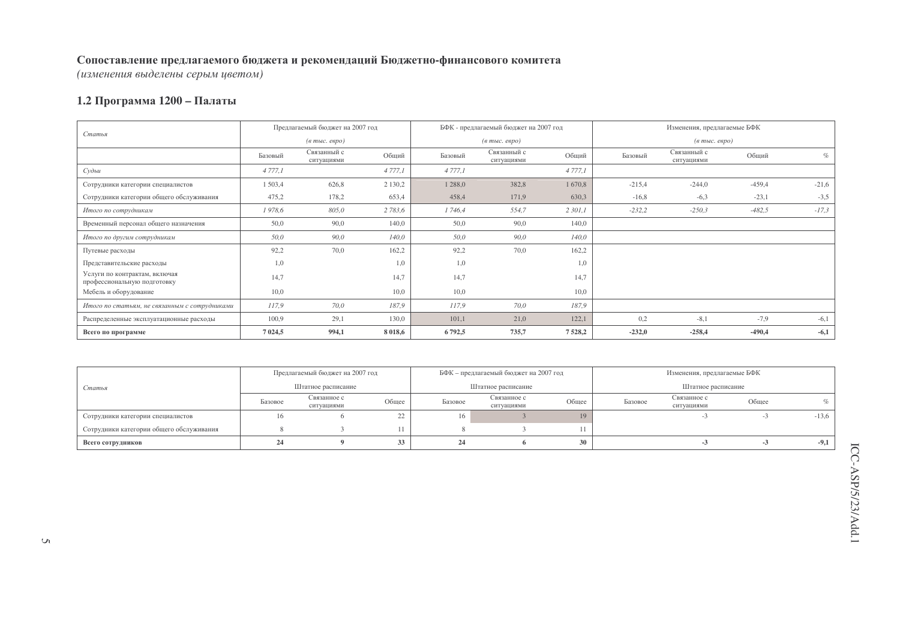## Сопоставление предлагаемого бюджета и рекомендаций Бюджетно-финансового комитета

*(изменения выделены серым цветом)*

### 1.2 Программа 1200 – Палаты

| Статья | Предлагаемый бюджет на 2007 год *(в тыс. евро)* | | | БФК - предлагаемый бюджет на 2007 год *(в тыс. евро)* | | | Изменения, предлагаемые БФК *(в тыс. евро)* | | | |
|---|---|---|---|---|---|---|---|---|---|---|
| | Базовый | Связанный с ситуациями | Общий | Базовый | Связанный с ситуациями | Общий | Базовый | Связанный с ситуациями | Общий | % |
| *Судьи* | *4 777,1* | | *4 777,1* | *4 777,1* | | *4 777,1* | | | | |
| Сотрудники категории специалистов | 1 503,4 | 626,8 | 2 130,2 | 1 288,0 | 382,8 | 1 670,8 | -215,4 | -244,0 | -459,4 | -21,6 |
| Сотрудники категории общего обслуживания | 475,2 | 178,2 | 653,4 | 458,4 | 171,9 | 630,3 | -16,8 | -6,3 | -23,1 | -3,5 |
| *Итого по сотрудникам* | *1 978,6* | *805,0* | *2 783,6* | *1 746,4* | *554,7* | *2 301,1* | *-232,2* | *-250,3* | *-482,5* | *-17,3* |
| Временный персонал общего назначения | 50,0 | 90,0 | 140,0 | 50,0 | 90,0 | 140,0 | | | | |
| *Итого по другим сотрудникам* | *50,0* | *90,0* | *140,0* | *50,0* | *90,0* | *140,0* | | | | |
| Путевые расходы | 92,2 | 70,0 | 162,2 | 92,2 | 70,0 | 162,2 | | | | |
| Представительские расходы | 1,0 | | 1,0 | 1,0 | | 1,0 | | | | |
| Услуги по контрактам, включая профессиональную подготовку | 14,7 | | 14,7 | 14,7 | | 14,7 | | | | |
| Мебель и оборудование | 10,0 | | 10,0 | 10,0 | | 10,0 | | | | |
| *Итого по статьям, не связанным с сотрудниками* | *117,9* | *70,0* | *187,9* | *117,9* | *70,0* | *187,9* | | | | |
| Распределенные эксплуатационные расходы | 100,9 | 29,1 | 130,0 | 101,1 | 21,0 | 122,1 | 0,2 | -8,1 | -7,9 | -6,1 |
| **Всего по программе** | **7 024,5** | **994,1** | **8 018,6** | **6 792,5** | **735,7** | **7 528,2** | **-232,0** | **-258,4** | **-490,4** | **-6,1** |

| Статья | Предлагаемый бюджет на 2007 год Штатное расписание | | | БФК – предлагаемый бюджет на 2007 год Штатное расписание | | | Изменения, предлагаемые БФК Штатное расписание | | | |
|---|---|---|---|---|---|---|---|---|---|---|
| | Базовое | Связанное с ситуациями | Общее | Базовое | Связанное с ситуациями | Общее | Базовое | Связанное с ситуациями | Общее | % |
| Сотрудники категории специалистов | 16 | 6 | 22 | 16 | 3 | 19 | | -3 | -3 | -13,6 |
| Сотрудники категории общего обслуживания | 8 | 3 | 11 | 8 | 3 | 11 | | | | |
| **Всего сотрудников** | **24** | **9** | **33** | **24** | **6** | **30** | | **-3** | **-3** | **-9,1** |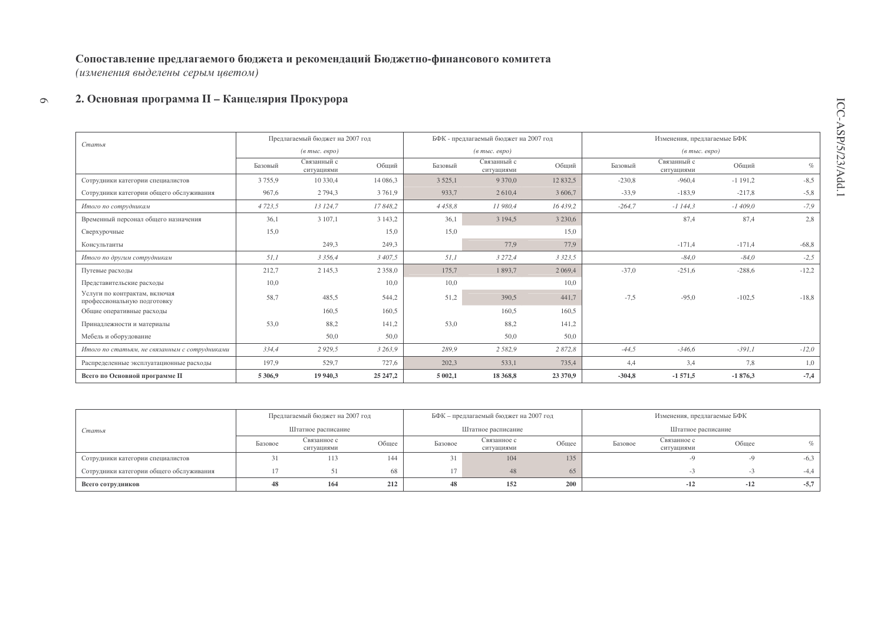# Сопоставление предлагаемого бюджета и рекомендаций Бюджетно-финансового комитета

*(изменения выделены серым цветом)*

## 2. Основная программа II – Канцелярия Прокурора

| *Статья* | Предлагаемый бюджет на 2007 год *(в тыс. евро)* | | | БФК - предлагаемый бюджет на 2007 год *(в тыс. евро)* | | | Изменения, предлагаемые БФК *(в тыс. евро)* | | | |
|---|---|---|---|---|---|---|---|---|---|---|
| | Базовый | Связанный с ситуациями | Общий | Базовый | Связанный с ситуациями | Общий | Базовый | Связанный с ситуациями | Общий | % |
| Сотрудники категории специалистов | 3 755,9 | 10 330,4 | 14 086,3 | 3 525,1 | 9 370,0 | 12 832,5 | -230,8 | -960,4 | -1 191,2 | -8,5 |
| Сотрудники категории общего обслуживания | 967,6 | 2 794,3 | 3 761,9 | 933,7 | 2 610,4 | 3 606,7 | -33,9 | -183,9 | -217,8 | -5,8 |
| *Итого по сотрудникам* | *4 723,5* | *13 124,7* | *17 848,2* | *4 458,8* | *11 980,4* | *16 439,2* | *-264,7* | *-1 144,3* | *-1 409,0* | *-7,9* |
| Временный персонал общего назначения | 36,1 | 3 107,1 | 3 143,2 | 36,1 | 3 194,5 | 3 230,6 | | 87,4 | 87,4 | 2,8 |
| Сверхурочные | 15,0 | | 15,0 | 15,0 | | 15,0 | | | | |
| Консультанты | | 249,3 | 249,3 | | 77,9 | 77,9 | | -171,4 | -171,4 | -68,8 |
| *Итого по другим сотрудникам* | *51,1* | *3 356,4* | *3 407,5* | *51,1* | *3 272,4* | *3 323,5* | | *-84,0* | *-84,0* | *-2,5* |
| Путевые расходы | 212,7 | 2 145,3 | 2 358,0 | 175,7 | 1 893,7 | 2 069,4 | -37,0 | -251,6 | -288,6 | -12,2 |
| Представительские расходы | 10,0 | | 10,0 | 10,0 | | 10,0 | | | | |
| Услуги по контрактам, включая профессиональную подготовку | 58,7 | 485,5 | 544,2 | 51,2 | 390,5 | 441,7 | -7,5 | -95,0 | -102,5 | -18,8 |
| Общие оперативные расходы | | 160,5 | 160,5 | | 160,5 | 160,5 | | | | |
| Принадлежности и материалы | 53,0 | 88,2 | 141,2 | 53,0 | 88,2 | 141,2 | | | | |
| Мебель и оборудование | | 50,0 | 50,0 | | 50,0 | 50,0 | | | | |
| *Итого по статьям, не связанным с сотрудниками* | *334,4* | *2 929,5* | *3 263,9* | *289,9* | *2 582,9* | *2 872,8* | *-44,5* | *-346,6* | *-391,1* | *-12,0* |
| Распределенные эксплуатационные расходы | 197,9 | 529,7 | 727,6 | 202,3 | 533,1 | 735,4 | 4,4 | 3,4 | 7,8 | 1,0 |
| **Всего по Основной программе II** | **5 306,9** | **19 940,3** | **25 247,2** | **5 002,1** | **18 368,8** | **23 370,9** | **-304,8** | **-1 571,5** | **-1 876,3** | **-7,4** |

| *Статья* | Предлагаемый бюджет на 2007 год Штатное расписание | | | БФК – предлагаемый бюджет на 2007 год Штатное расписание | | | Изменения, предлагаемые БФК Штатное расписание | | | |
|---|---|---|---|---|---|---|---|---|---|---|
| | Базовое | Связанное с ситуациями | Общее | Базовое | Связанное с ситуациями | Общее | Базовое | Связанное с ситуациями | Общее | % |
| Сотрудники категории специалистов | 31 | 113 | 144 | 31 | 104 | 135 | | -9 | -9 | -6,3 |
| Сотрудники категории общего обслуживания | 17 | 51 | 68 | 17 | 48 | 65 | | -3 | -3 | -4,4 |
| **Всего сотрудников** | **48** | **164** | **212** | **48** | **152** | **200** | | **-12** | **-12** | **-5,7** |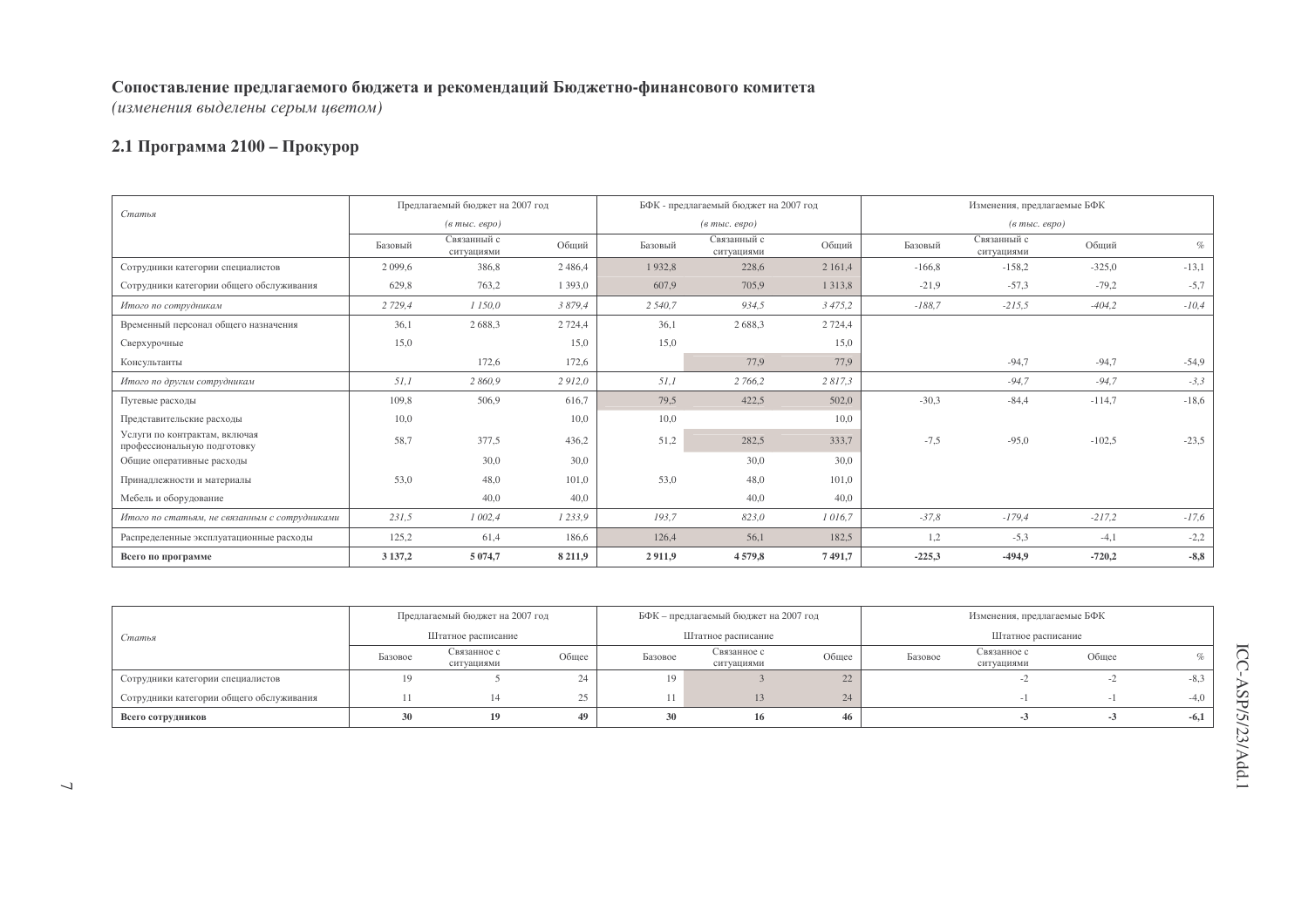**Сопоставление предлагаемого бюджета и рекомендаций Бюджетно-финансового комитета**
*(изменения выделены серым цветом)*

## 2.1 Программа 2100 – Прокурор

| *Статья* | Предлагаемый бюджет на 2007 год *(в тыс. евро)* | | | БФК - предлагаемый бюджет на 2007 год *(в тыс. евро)* | | | Изменения, предлагаемые БФК *(в тыс. евро)* | | | |
|---|---|---|---|---|---|---|---|---|---|---|
| | Базовый | Связанный с ситуациями | Общий | Базовый | Связанный с ситуациями | Общий | Базовый | Связанный с ситуациями | Общий | % |
| Сотрудники категории специалистов | 2 099,6 | 386,8 | 2 486,4 | 1 932,8 | 228,6 | 2 161,4 | -166,8 | -158,2 | -325,0 | -13,1 |
| Сотрудники категории общего обслуживания | 629,8 | 763,2 | 1 393,0 | 607,9 | 705,9 | 1 313,8 | -21,9 | -57,3 | -79,2 | -5,7 |
| *Итого по сотрудникам* | *2 729,4* | *1 150,0* | *3 879,4* | *2 540,7* | *934,5* | *3 475,2* | *-188,7* | *-215,5* | *-404,2* | *-10,4* |
| Временный персонал общего назначения | 36,1 | 2 688,3 | 2 724,4 | 36,1 | 2 688,3 | 2 724,4 | | | | |
| Сверхурочные | 15,0 | | 15,0 | 15,0 | | 15,0 | | | | |
| Консультанты | | 172,6 | 172,6 | | 77,9 | 77,9 | | -94,7 | -94,7 | -54,9 |
| *Итого по другим сотрудникам* | *51,1* | *2 860,9* | *2 912,0* | *51,1* | *2 766,2* | *2 817,3* | | *-94,7* | *-94,7* | *-3,3* |
| Путевые расходы | 109,8 | 506,9 | 616,7 | 79,5 | 422,5 | 502,0 | -30,3 | -84,4 | -114,7 | -18,6 |
| Представительские расходы | 10,0 | | 10,0 | 10,0 | | 10,0 | | | | |
| Услуги по контрактам, включая профессиональную подготовку | 58,7 | 377,5 | 436,2 | 51,2 | 282,5 | 333,7 | -7,5 | -95,0 | -102,5 | -23,5 |
| Общие оперативные расходы | | 30,0 | 30,0 | | 30,0 | 30,0 | | | | |
| Принадлежности и материалы | 53,0 | 48,0 | 101,0 | 53,0 | 48,0 | 101,0 | | | | |
| Мебель и оборудование | | 40,0 | 40,0 | | 40,0 | 40,0 | | | | |
| *Итого по статьям, не связанным с сотрудниками* | *231,5* | *1 002,4* | *1 233,9* | *193,7* | *823,0* | *1 016,7* | *-37,8* | *-179,4* | *-217,2* | *-17,6* |
| Распределенные эксплуатационные расходы | 125,2 | 61,4 | 186,6 | 126,4 | 56,1 | 182,5 | 1,2 | -5,3 | -4,1 | -2,2 |
| **Всего по программе** | **3 137,2** | **5 074,7** | **8 211,9** | **2 911,9** | **4 579,8** | **7 491,7** | **-225,3** | **-494,9** | **-720,2** | **-8,8** |

| *Статья* | Предлагаемый бюджет на 2007 год Штатное расписание | | | БФК – предлагаемый бюджет на 2007 год Штатное расписание | | | Изменения, предлагаемые БФК Штатное расписание | | | |
|---|---|---|---|---|---|---|---|---|---|---|
| | Базовое | Связанное с ситуациями | Общее | Базовое | Связанное с ситуациями | Общее | Базовое | Связанное с ситуациями | Общее | % |
| Сотрудники категории специалистов | 19 | 5 | 24 | 19 | 3 | 22 | | -2 | -2 | -8,3 |
| Сотрудники категории общего обслуживания | 11 | 14 | 25 | 11 | 13 | 24 | | -1 | -1 | -4,0 |
| **Всего сотрудников** | **30** | **19** | **49** | **30** | **16** | **46** | | **-3** | **-3** | **-6,1** |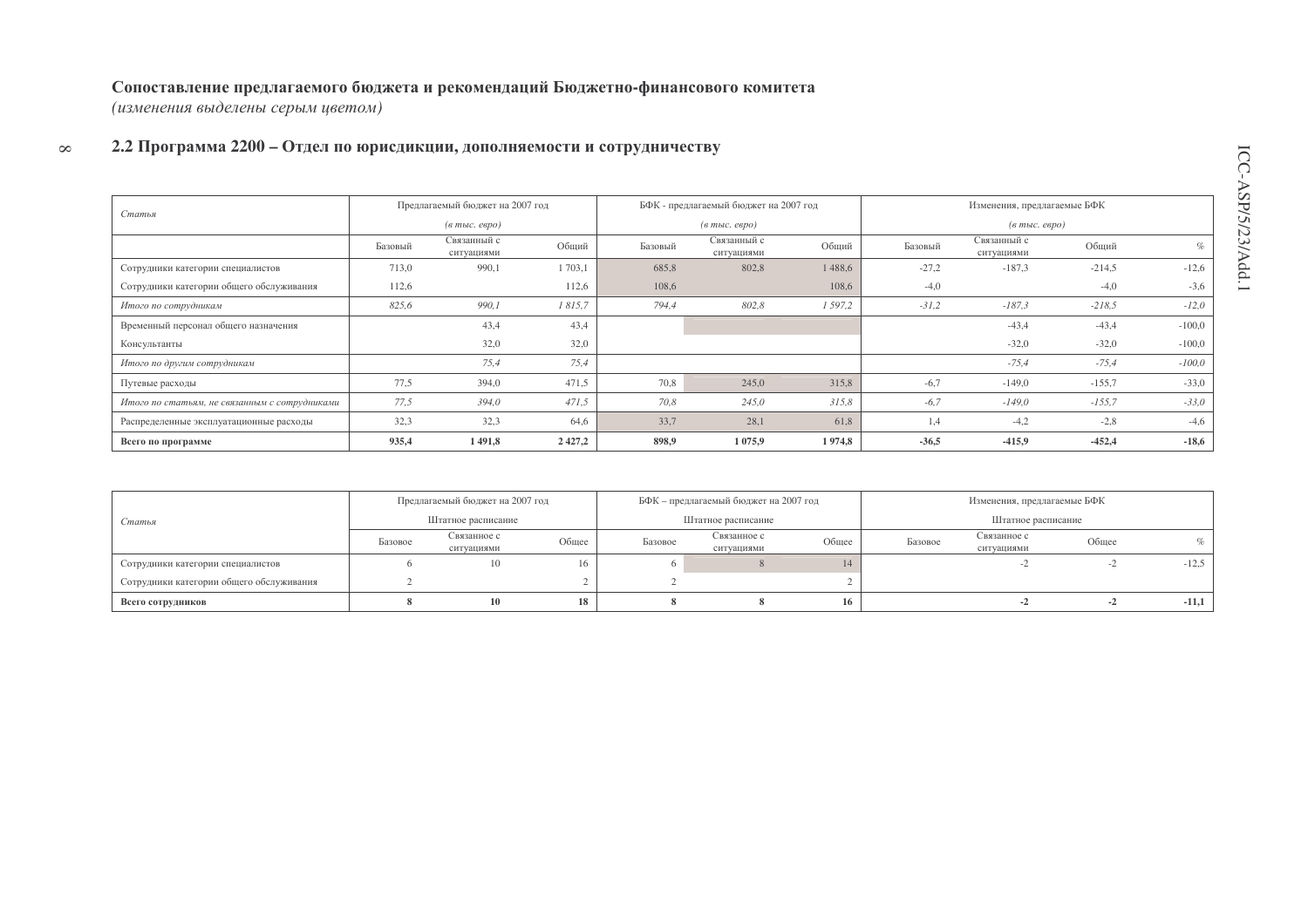**Сопоставление предлагаемого бюджета и рекомендаций Бюджетно-финансового комитета**
*(изменения выделены серым цветом)*

## 2.2 Программа 2200 – Отдел по юрисдикции, дополняемости и сотрудничеству

| *Статья* | Предлагаемый бюджет на 2007 год *(в тыс. евро)* | | | БФК - предлагаемый бюджет на 2007 год *(в тыс. евро)* | | | Изменения, предлагаемые БФК *(в тыс. евро)* | | | |
|---|---|---|---|---|---|---|---|---|---|---|
| | Базовый | Связанный с ситуациями | Общий | Базовый | Связанный с ситуациями | Общий | Базовый | Связанный с ситуациями | Общий | % |
| Сотрудники категории специалистов | 713,0 | 990,1 | 1 703,1 | 685,8 | 802,8 | 1 488,6 | -27,2 | -187,3 | -214,5 | -12,6 |
| Сотрудники категории общего обслуживания | 112,6 | | 112,6 | 108,6 | | 108,6 | -4,0 | | -4,0 | -3,6 |
| *Итого по сотрудникам* | *825,6* | *990,1* | *1 815,7* | *794,4* | *802,8* | *1 597,2* | *-31,2* | *-187,3* | *-218,5* | *-12,0* |
| Временный персонал общего назначения | | 43,4 | 43,4 | | | | | -43,4 | -43,4 | -100,0 |
| Консультанты | | 32,0 | 32,0 | | | | | -32,0 | -32,0 | -100,0 |
| *Итого по другим сотрудникам* | | *75,4* | *75,4* | | | | | *-75,4* | *-75,4* | *-100,0* |
| Путевые расходы | 77,5 | 394,0 | 471,5 | 70,8 | 245,0 | 315,8 | -6,7 | -149,0 | -155,7 | -33,0 |
| *Итого по статьям, не связанным с сотрудниками* | *77,5* | *394,0* | *471,5* | *70,8* | *245,0* | *315,8* | *-6,7* | *-149,0* | *-155,7* | *-33,0* |
| Распределенные эксплуатационные расходы | 32,3 | 32,3 | 64,6 | 33,7 | 28,1 | 61,8 | 1,4 | -4,2 | -2,8 | -4,6 |
| **Всего по программе** | **935,4** | **1 491,8** | **2 427,2** | **898,9** | **1 075,9** | **1 974,8** | **-36,5** | **-415,9** | **-452,4** | **-18,6** |

| *Статья* | Предлагаемый бюджет на 2007 год Штатное расписание | | | БФК – предлагаемый бюджет на 2007 год Штатное расписание | | | Изменения, предлагаемые БФК Штатное расписание | | | |
|---|---|---|---|---|---|---|---|---|---|---|
| | Базовое | Связанное с ситуациями | Общее | Базовое | Связанное с ситуациями | Общее | Базовое | Связанное с ситуациями | Общее | % |
| Сотрудники категории специалистов | 6 | 10 | 16 | 6 | 8 | 14 | | -2 | -2 | -12,5 |
| Сотрудники категории общего обслуживания | 2 | | 2 | 2 | | 2 | | | | |
| **Всего сотрудников** | **8** | **10** | **18** | **8** | **8** | **16** | | **-2** | **-2** | **-11,1** |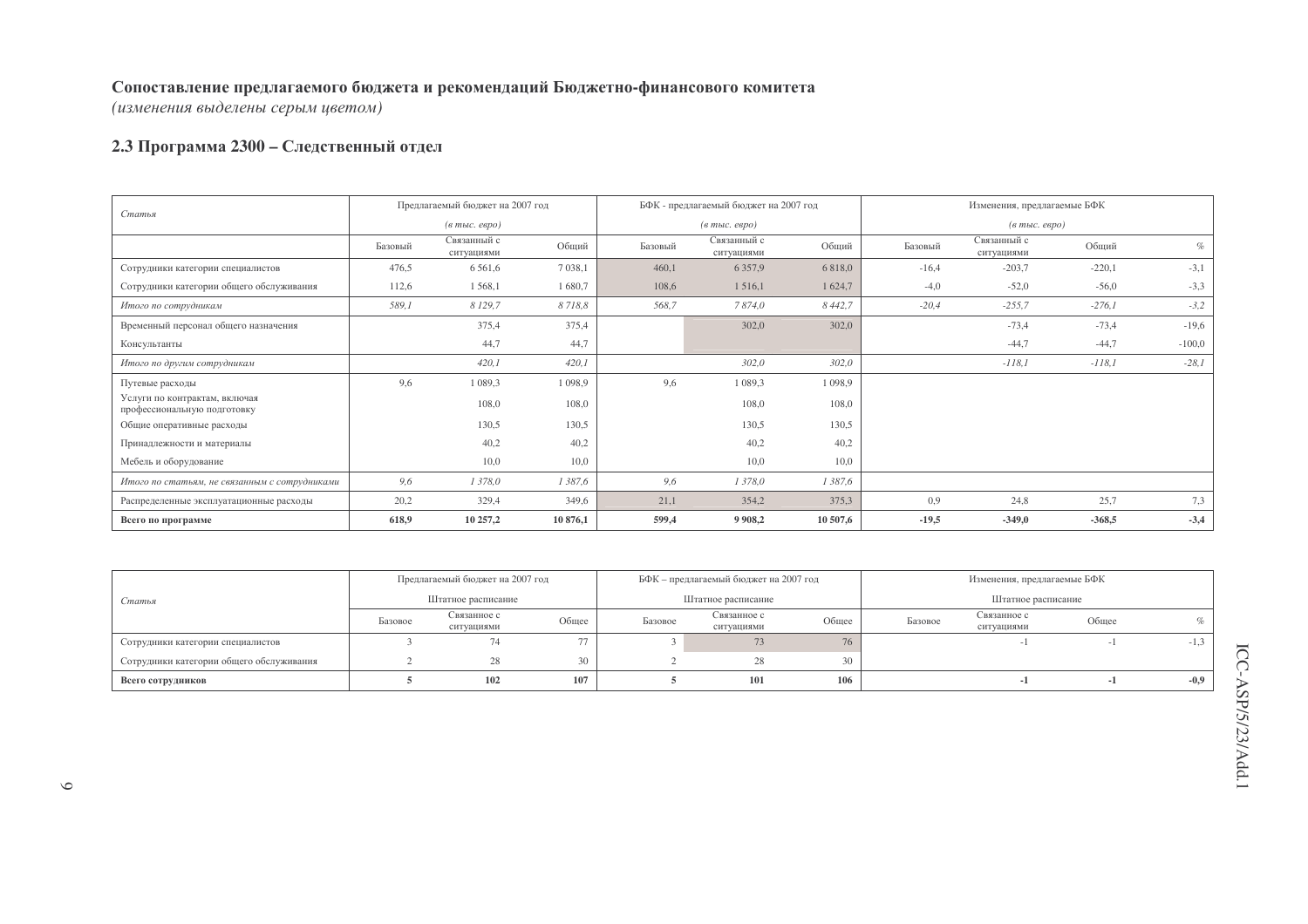**Сопоставление предлагаемого бюджета и рекомендаций Бюджетно-финансового комитета**
*(изменения выделены серым цветом)*

## 2.3 Программа 2300 – Следственный отдел

| *Статья* | Предлагаемый бюджет на 2007 год *(в тыс. евро)* | | | БФК - предлагаемый бюджет на 2007 год *(в тыс. евро)* | | | Изменения, предлагаемые БФК *(в тыс. евро)* | | | |
|---|---|---|---|---|---|---|---|---|---|---|
| | Базовый | Связанный с ситуациями | Общий | Базовый | Связанный с ситуациями | Общий | Базовый | Связанный с ситуациями | Общий | % |
| Сотрудники категории специалистов | 476,5 | 6 561,6 | 7 038,1 | 460,1 | 6 357,9 | 6 818,0 | -16,4 | -203,7 | -220,1 | -3,1 |
| Сотрудники категории общего обслуживания | 112,6 | 1 568,1 | 1 680,7 | 108,6 | 1 516,1 | 1 624,7 | -4,0 | -52,0 | -56,0 | -3,3 |
| *Итого по сотрудникам* | *589,1* | *8 129,7* | *8 718,8* | *568,7* | *7 874,0* | *8 442,7* | *-20,4* | *-255,7* | *-276,1* | *-3,2* |
| Временный персонал общего назначения | | 375,4 | 375,4 | | 302,0 | 302,0 | | -73,4 | -73,4 | -19,6 |
| Консультанты | | 44,7 | 44,7 | | | | | -44,7 | -44,7 | -100,0 |
| *Итого по другим сотрудникам* | | *420,1* | *420,1* | | *302,0* | *302,0* | | *-118,1* | *-118,1* | *-28,1* |
| Путевые расходы | 9,6 | 1 089,3 | 1 098,9 | 9,6 | 1 089,3 | 1 098,9 | | | | |
| Услуги по контрактам, включая профессиональную подготовку | | 108,0 | 108,0 | | 108,0 | 108,0 | | | | |
| Общие оперативные расходы | | 130,5 | 130,5 | | 130,5 | 130,5 | | | | |
| Принадлежности и материалы | | 40,2 | 40,2 | | 40,2 | 40,2 | | | | |
| Мебель и оборудование | | 10,0 | 10,0 | | 10,0 | 10,0 | | | | |
| *Итого по статьям, не связанным с сотрудниками* | *9,6* | *1 378,0* | *1 387,6* | *9,6* | *1 378,0* | *1 387,6* | | | | |
| Распределенные эксплуатационные расходы | 20,2 | 329,4 | 349,6 | 21,1 | 354,2 | 375,3 | 0,9 | 24,8 | 25,7 | 7,3 |
| **Всего по программе** | **618,9** | **10 257,2** | **10 876,1** | **599,4** | **9 908,2** | **10 507,6** | **-19,5** | **-349,0** | **-368,5** | **-3,4** |

| *Статья* | Предлагаемый бюджет на 2007 год Штатное расписание | | | БФК – предлагаемый бюджет на 2007 год Штатное расписание | | | Изменения, предлагаемые БФК Штатное расписание | | | |
|---|---|---|---|---|---|---|---|---|---|---|
| | Базовое | Связанное с ситуациями | Общее | Базовое | Связанное с ситуациями | Общее | Базовое | Связанное с ситуациями | Общее | % |
| Сотрудники категории специалистов | 3 | 74 | 77 | 3 | 73 | 76 | | -1 | -1 | -1,3 |
| Сотрудники категории общего обслуживания | 2 | 28 | 30 | 2 | 28 | 30 | | | | |
| **Всего сотрудников** | **5** | **102** | **107** | **5** | **101** | **106** | | **-1** | **-1** | **-0,9** |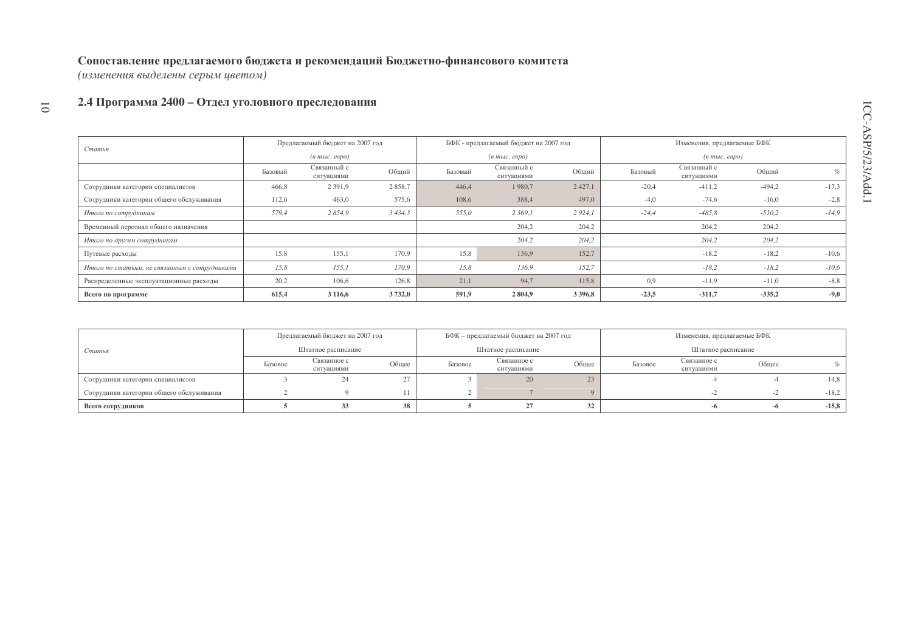**Сопоставление предлагаемого бюджета и рекомендаций Бюджетно-финансового комитета**
*(изменения выделены серым цветом)*

## 2.4 Программа 2400 – Отдел уголовного преследования

| *Статья* | Предлагаемый бюджет на 2007 год *(в тыс. евро)* | | | БФК - предлагаемый бюджет на 2007 год *(в тыс. евро)* | | | Изменения, предлагаемые БФК *(в тыс. евро)* | | | |
|---|---|---|---|---|---|---|---|---|---|---|
| | Базовый | Связанный с ситуациями | Общий | Базовый | Связанный с ситуациями | Общий | Базовый | Связанный с ситуациями | Общий | % |
| Сотрудники категории специалистов | 466,8 | 2 391,9 | 2 858,7 | 446,4 | 1 980,7 | 2 427,1 | -20,4 | -411,2 | -494,2 | -17,3 |
| Сотрудники категории общего обслуживания | 112,6 | 463,0 | 575,6 | 108,6 | 388,4 | 497,0 | -4,0 | -74,6 | -16,0 | -2,8 |
| *Итого по сотрудникам* | *579,4* | *2 854,9* | *3 434,3* | *555,0* | *2 369,1* | *2 924,1* | *-24,4* | *-485,8* | *-510,2* | *-14,9* |
| Временный персонал общего назначения | | | | | 204,2 | 204,2 | | 204,2 | 204,2 | |
| *Итого по другим сотрудникам* | | | | | *204,2* | *204,2* | | *204,2* | *204,2* | |
| Путевые расходы | 15,8 | 155,1 | 170,9 | 15,8 | 136,9 | 152,7 | | -18,2 | -18,2 | -10,6 |
| *Итого по статьям, не связанным с сотрудниками* | *15,8* | *155,1* | *170,9* | *15,8* | *136,9* | *152,7* | | *-18,2* | *-18,2* | *-10,6* |
| Распределенные эксплуатационные расходы | 20,2 | 106,6 | 126,8 | 21,1 | 94,7 | 115,8 | 0,9 | -11,9 | -11,0 | -8,8 |
| **Всего по программе** | **615,4** | **3 116,6** | **3 732,0** | **591,9** | **2 804,9** | **3 396,8** | **-23,5** | **-311,7** | **-335,2** | **-9,0** |

| *Статья* | Предлагаемый бюджет на 2007 год Штатное расписание | | | БФК – предлагаемый бюджет на 2007 год Штатное расписание | | | Изменения, предлагаемые БФК Штатное расписание | | | |
|---|---|---|---|---|---|---|---|---|---|---|
| | Базовое | Связанное с ситуациями | Общее | Базовое | Связанное с ситуациями | Общее | Базовое | Связанное с ситуациями | Общее | % |
| Сотрудники категории специалистов | 3 | 24 | 27 | 3 | 20 | 23 | | -4 | -4 | -14,8 |
| Сотрудники категории общего обслуживания | 2 | 9 | 11 | 2 | 7 | 9 | | -2 | -2 | -18,2 |
| **Всего сотрудников** | **5** | **33** | **38** | **5** | **27** | **32** | | **-6** | **-6** | **-15,8** |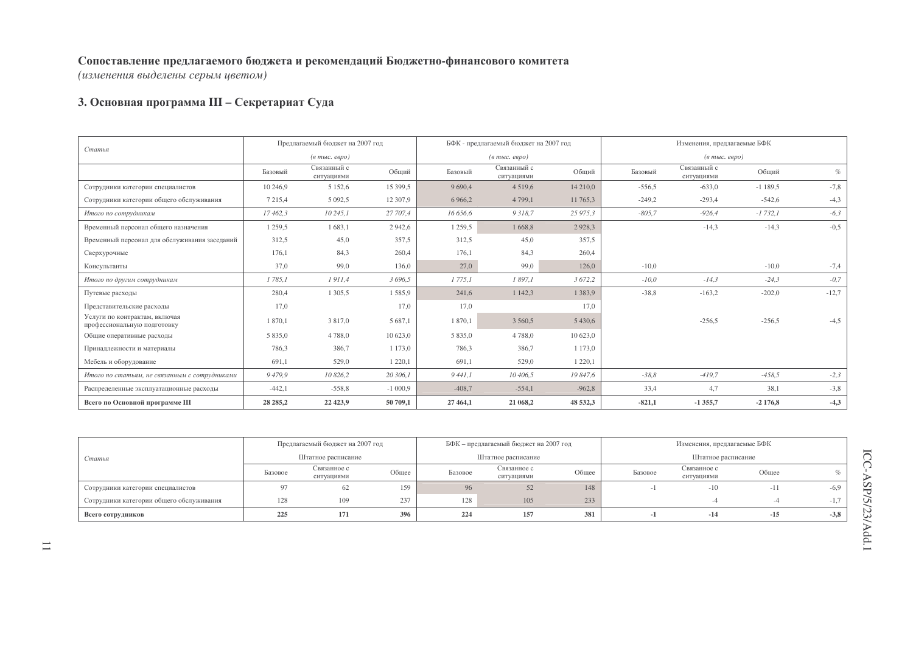**Сопоставление предлагаемого бюджета и рекомендаций Бюджетно-финансового комитета**
*(изменения выделены серым цветом)*

### 3. Основная программа III – Секретариат Суда

| *Статья* | Предлагаемый бюджет на 2007 год *(в тыс. евро)* | | | БФК - предлагаемый бюджет на 2007 год *(в тыс. евро)* | | | Изменения, предлагаемые БФК *(в тыс. евро)* | | | |
|---|---|---|---|---|---|---|---|---|---|---|
| | Базовый | Связанный с ситуациями | Общий | Базовый | Связанный с ситуациями | Общий | Базовый | Связанный с ситуациями | Общий | % |
| Сотрудники категории специалистов | 10 246,9 | 5 152,6 | 15 399,5 | 9 690,4 | 4 519,6 | 14 210,0 | -556,5 | -633,0 | -1 189,5 | -7,8 |
| Сотрудники категории общего обслуживания | 7 215,4 | 5 092,5 | 12 307,9 | 6 966,2 | 4 799,1 | 11 765,3 | -249,2 | -293,4 | -542,6 | -4,3 |
| *Итого по сотрудникам* | *17 462,3* | *10 245,1* | *27 707,4* | *16 656,6* | *9 318,7* | *25 975,3* | *-805,7* | *-926,4* | *-1 732,1* | *-6,3* |
| Временный персонал общего назначения | 1 259,5 | 1 683,1 | 2 942,6 | 1 259,5 | 1 668,8 | 2 928,3 | | -14,3 | -14,3 | -0,5 |
| Временный персонал для обслуживания заседаний | 312,5 | 45,0 | 357,5 | 312,5 | 45,0 | 357,5 | | | | |
| Сверхурочные | 176,1 | 84,3 | 260,4 | 176,1 | 84,3 | 260,4 | | | | |
| Консультанты | 37,0 | 99,0 | 136,0 | 27,0 | 99,0 | 126,0 | -10,0 | | -10,0 | -7,4 |
| *Итого по другим сотрудникам* | *1 785,1* | *1 911,4* | *3 696,5* | *1 775,1* | *1 897,1* | *3 672,2* | *-10,0* | *-14,3* | *-24,3* | *-0,7* |
| Путевые расходы | 280,4 | 1 305,5 | 1 585,9 | 241,6 | 1 142,3 | 1 383,9 | -38,8 | -163,2 | -202,0 | -12,7 |
| Представительские расходы | 17,0 | | 17,0 | 17,0 | | 17,0 | | | | |
| Услуги по контрактам, включая профессиональную подготовку | 1 870,1 | 3 817,0 | 5 687,1 | 1 870,1 | 3 560,5 | 5 430,6 | | -256,5 | -256,5 | -4,5 |
| Общие оперативные расходы | 5 835,0 | 4 788,0 | 10 623,0 | 5 835,0 | 4 788,0 | 10 623,0 | | | | |
| Принадлежности и материалы | 786,3 | 386,7 | 1 173,0 | 786,3 | 386,7 | 1 173,0 | | | | |
| Мебель и оборудование | 691,1 | 529,0 | 1 220,1 | 691,1 | 529,0 | 1 220,1 | | | | |
| *Итого по статьям, не связанным с сотрудниками* | *9 479,9* | *10 826,2* | *20 306,1* | *9 441,1* | *10 406,5* | *19 847,6* | *-38,8* | *-419,7* | *-458,5* | *-2,3* |
| Распределенные эксплуатационные расходы | -442,1 | -558,8 | -1 000,9 | -408,7 | -554,1 | -962,8 | 33,4 | 4,7 | 38,1 | -3,8 |
| **Всего по Основной программе III** | **28 285,2** | **22 423,9** | **50 709,1** | **27 464,1** | **21 068,2** | **48 532,3** | **-821,1** | **-1 355,7** | **-2 176,8** | **-4,3** |

| *Статья* | Предлагаемый бюджет на 2007 год Штатное расписание | | | БФК – предлагаемый бюджет на 2007 год Штатное расписание | | | Изменения, предлагаемые БФК Штатное расписание | | | |
|---|---|---|---|---|---|---|---|---|---|---|
| | Базовое | Связанное с ситуациями | Общее | Базовое | Связанное с ситуациями | Общее | Базовое | Связанное с ситуациями | Общее | % |
| Сотрудники категории специалистов | 97 | 62 | 159 | 96 | 52 | 148 | -1 | -10 | -11 | -6,9 |
| Сотрудники категории общего обслуживания | 128 | 109 | 237 | 128 | 105 | 233 | | -4 | -4 | -1,7 |
| **Всего сотрудников** | **225** | **171** | **396** | **224** | **157** | **381** | **-1** | **-14** | **-15** | **-3,8** |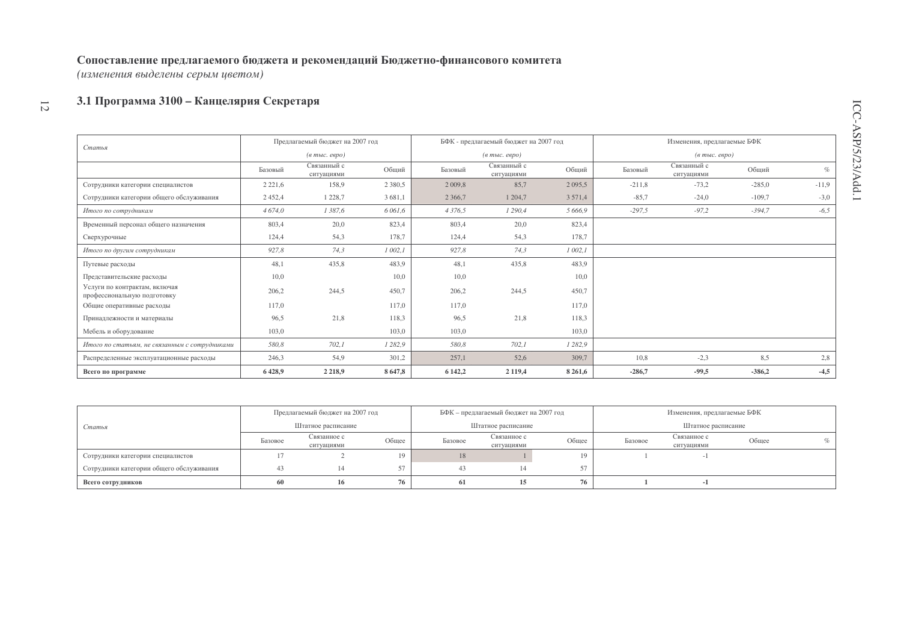**Сопоставление предлагаемого бюджета и рекомендаций Бюджетно-финансового комитета**
*(изменения выделены серым цветом)*

### 3.1 Программа 3100 – Канцелярия Секретаря

| *Статья* | Предлагаемый бюджет на 2007 год *(в тыс. евро)* | | | БФК - предлагаемый бюджет на 2007 год *(в тыс. евро)* | | | Изменения, предлагаемые БФК *(в тыс. евро)* | | | |
|---|---|---|---|---|---|---|---|---|---|---|
| | Базовый | Связанный с ситуациями | Общий | Базовый | Связанный с ситуациями | Общий | Базовый | Связанный с ситуациями | Общий | % |
| Сотрудники категории специалистов | 2 221,6 | 158,9 | 2 380,5 | 2 009,8 | 85,7 | 2 095,5 | -211,8 | -73,2 | -285,0 | -11,9 |
| Сотрудники категории общего обслуживания | 2 452,4 | 1 228,7 | 3 681,1 | 2 366,7 | 1 204,7 | 3 571,4 | -85,7 | -24,0 | -109,7 | -3,0 |
| *Итого по сотрудникам* | *4 674,0* | *1 387,6* | *6 061,6* | *4 376,5* | *1 290,4* | *5 666,9* | *-297,5* | *-97,2* | *-394,7* | *-6,5* |
| Временный персонал общего назначения | 803,4 | 20,0 | 823,4 | 803,4 | 20,0 | 823,4 | | | | |
| Сверхурочные | 124,4 | 54,3 | 178,7 | 124,4 | 54,3 | 178,7 | | | | |
| *Итого по другим сотрудникам* | *927,8* | *74,3* | *1 002,1* | *927,8* | *74,3* | *1 002,1* | | | | |
| Путевые расходы | 48,1 | 435,8 | 483,9 | 48,1 | 435,8 | 483,9 | | | | |
| Представительские расходы | 10,0 | | 10,0 | 10,0 | | 10,0 | | | | |
| Услуги по контрактам, включая профессиональную подготовку | 206,2 | 244,5 | 450,7 | 206,2 | 244,5 | 450,7 | | | | |
| Общие оперативные расходы | 117,0 | | 117,0 | 117,0 | | 117,0 | | | | |
| Принадлежности и материалы | 96,5 | 21,8 | 118,3 | 96,5 | 21,8 | 118,3 | | | | |
| Мебель и оборудование | 103,0 | | 103,0 | 103,0 | | 103,0 | | | | |
| *Итого по статьям, не связанным с сотрудниками* | *580,8* | *702,1* | *1 282,9* | *580,8* | *702,1* | *1 282,9* | | | | |
| Распределенные эксплуатационные расходы | 246,3 | 54,9 | 301,2 | 257,1 | 52,6 | 309,7 | 10,8 | -2,3 | 8,5 | 2,8 |
| **Всего по программе** | **6 428,9** | **2 218,9** | **8 647,8** | **6 142,2** | **2 119,4** | **8 261,6** | **-286,7** | **-99,5** | **-386,2** | **-4,5** |

| *Статья* | Предлагаемый бюджет на 2007 год Штатное расписание | | | БФК – предлагаемый бюджет на 2007 год Штатное расписание | | | Изменения, предлагаемые БФК Штатное расписание | | | |
|---|---|---|---|---|---|---|---|---|---|---|
| | Базовое | Связанное с ситуациями | Общее | Базовое | Связанное с ситуациями | Общее | Базовое | Связанное с ситуациями | Общее | % |
| Сотрудники категории специалистов | 17 | 2 | 19 | 18 | 1 | 19 | 1 | -1 | | |
| Сотрудники категории общего обслуживания | 43 | 14 | 57 | 43 | 14 | 57 | | | | |
| **Всего сотрудников** | **60** | **16** | **76** | **61** | **15** | **76** | **1** | **-1** | | |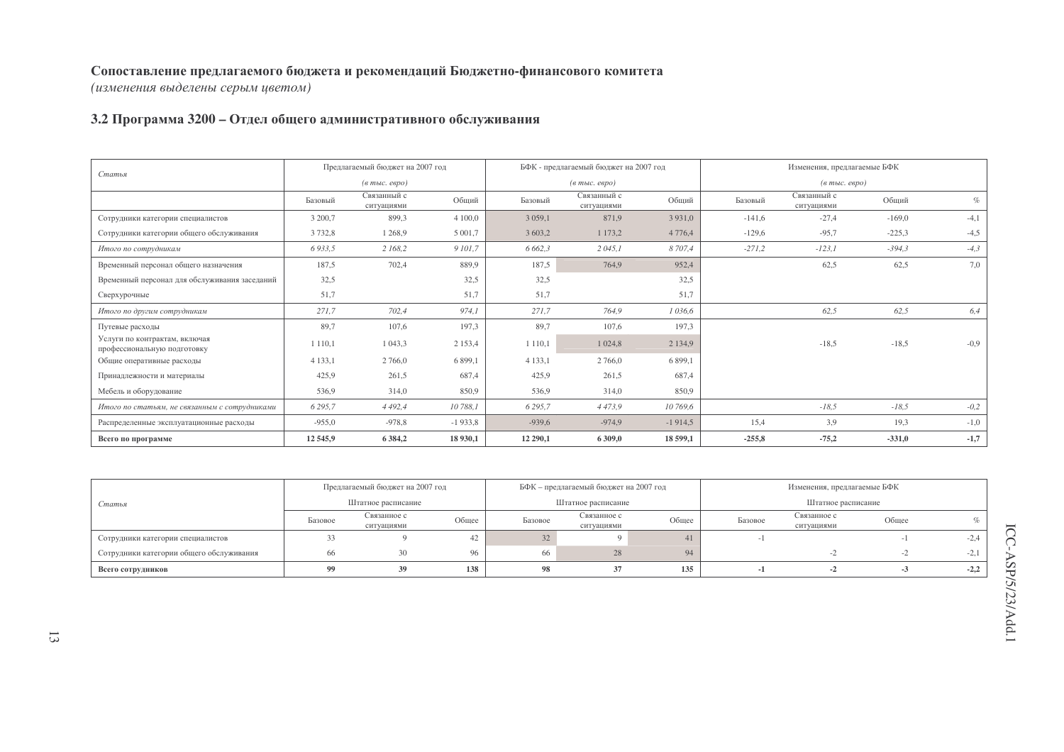**Сопоставление предлагаемого бюджета и рекомендаций Бюджетно-финансового комитета**
*(изменения выделены серым цветом)*

### 3.2 Программа 3200 – Отдел общего административного обслуживания

| *Статья* | Предлагаемый бюджет на 2007 год *(в тыс. евро)* | | | БФК - предлагаемый бюджет на 2007 год *(в тыс. евро)* | | | Изменения, предлагаемые БФК *(в тыс. евро)* | | | |
|---|---|---|---|---|---|---|---|---|---|---|
| | Базовый | Связанный с ситуациями | Общий | Базовый | Связанный с ситуациями | Общий | Базовый | Связанный с ситуациями | Общий | % |
| Сотрудники категории специалистов | 3 200,7 | 899,3 | 4 100,0 | 3 059,1 | 871,9 | 3 931,0 | -141,6 | -27,4 | -169,0 | -4,1 |
| Сотрудники категории общего обслуживания | 3 732,8 | 1 268,9 | 5 001,7 | 3 603,2 | 1 173,2 | 4 776,4 | -129,6 | -95,7 | -225,3 | -4,5 |
| *Итого по сотрудникам* | *6 933,5* | *2 168,2* | *9 101,7* | *6 662,3* | *2 045,1* | *8 707,4* | *-271,2* | *-123,1* | *-394,3* | *-4,3* |
| Временный персонал общего назначения | 187,5 | 702,4 | 889,9 | 187,5 | 764,9 | 952,4 | | 62,5 | 62,5 | 7,0 |
| Временный персонал для обслуживания заседаний | 32,5 | | 32,5 | 32,5 | | 32,5 | | | | |
| Сверхурочные | 51,7 | | 51,7 | 51,7 | | 51,7 | | | | |
| *Итого по другим сотрудникам* | *271,7* | *702,4* | *974,1* | *271,7* | *764,9* | *1 036,6* | | *62,5* | *62,5* | *6,4* |
| Путевые расходы | 89,7 | 107,6 | 197,3 | 89,7 | 107,6 | 197,3 | | | | |
| Услуги по контрактам, включая профессиональную подготовку | 1 110,1 | 1 043,3 | 2 153,4 | 1 110,1 | 1 024,8 | 2 134,9 | | -18,5 | -18,5 | -0,9 |
| Общие оперативные расходы | 4 133,1 | 2 766,0 | 6 899,1 | 4 133,1 | 2 766,0 | 6 899,1 | | | | |
| Принадлежности и материалы | 425,9 | 261,5 | 687,4 | 425,9 | 261,5 | 687,4 | | | | |
| Мебель и оборудование | 536,9 | 314,0 | 850,9 | 536,9 | 314,0 | 850,9 | | | | |
| *Итого по статьям, не связанным с сотрудниками* | *6 295,7* | *4 492,4* | *10 788,1* | *6 295,7* | *4 473,9* | *10 769,6* | | *-18,5* | *-18,5* | *-0,2* |
| Распределенные эксплуатационные расходы | -955,0 | -978,8 | -1 933,8 | -939,6 | -974,9 | -1 914,5 | 15,4 | 3,9 | 19,3 | -1,0 |
| **Всего по программе** | **12 545,9** | **6 384,2** | **18 930,1** | **12 290,1** | **6 309,0** | **18 599,1** | **-255,8** | **-75,2** | **-331,0** | **-1,7** |

| *Статья* | Предлагаемый бюджет на 2007 год Штатное расписание | | | БФК – предлагаемый бюджет на 2007 год Штатное расписание | | | Изменения, предлагаемые БФК Штатное расписание | | | |
|---|---|---|---|---|---|---|---|---|---|---|
| | Базовое | Связанное с ситуациями | Общее | Базовое | Связанное с ситуациями | Общее | Базовое | Связанное с ситуациями | Общее | % |
| Сотрудники категории специалистов | 33 | 9 | 42 | 32 | 9 | 41 | -1 | | -1 | -2,4 |
| Сотрудники категории общего обслуживания | 66 | 30 | 96 | 66 | 28 | 94 | | -2 | -2 | -2,1 |
| **Всего сотрудников** | **99** | **39** | **138** | **98** | **37** | **135** | **-1** | **-2** | **-3** | **-2,2** |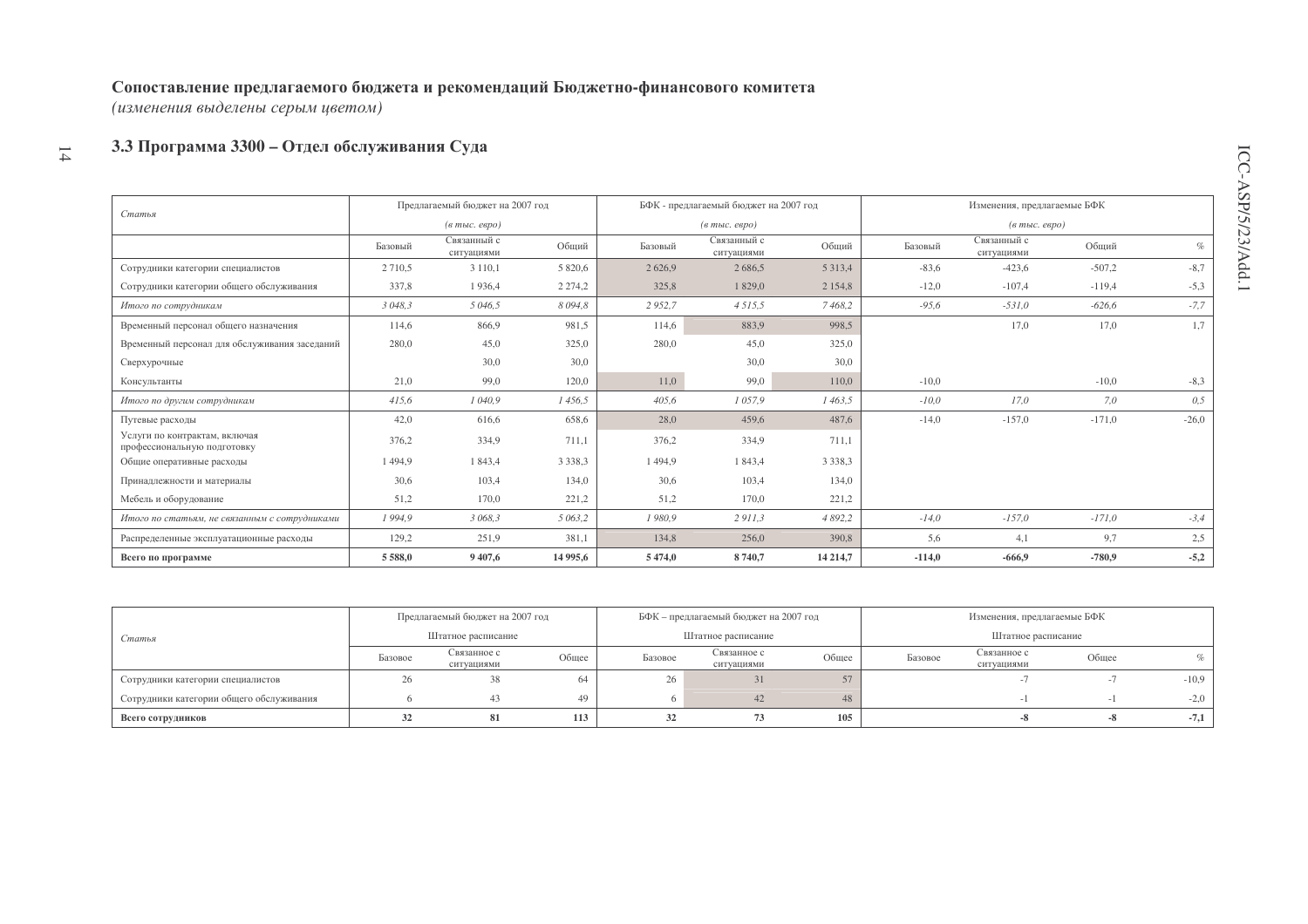**Сопоставление предлагаемого бюджета и рекомендаций Бюджетно-финансового комитета**
*(изменения выделены серым цветом)*

### 3.3 Программа 3300 – Отдел обслуживания Суда

| *Статья* | Предлагаемый бюджет на 2007 год *(в тыс. евро)* | | | БФК - предлагаемый бюджет на 2007 год *(в тыс. евро)* | | | Изменения, предлагаемые БФК *(в тыс. евро)* | | | |
|---|---|---|---|---|---|---|---|---|---|---|
| | Базовый | Связанный с ситуациями | Общий | Базовый | Связанный с ситуациями | Общий | Базовый | Связанный с ситуациями | Общий | % |
| Сотрудники категории специалистов | 2 710,5 | 3 110,1 | 5 820,6 | 2 626,9 | 2 686,5 | 5 313,4 | -83,6 | -423,6 | -507,2 | -8,7 |
| Сотрудники категории общего обслуживания | 337,8 | 1 936,4 | 2 274,2 | 325,8 | 1 829,0 | 2 154,8 | -12,0 | -107,4 | -119,4 | -5,3 |
| *Итого по сотрудникам* | *3 048,3* | *5 046,5* | *8 094,8* | *2 952,7* | *4 515,5* | *7 468,2* | *-95,6* | *-531,0* | *-626,6* | *-7,7* |
| Временный персонал общего назначения | 114,6 | 866,9 | 981,5 | 114,6 | 883,9 | 998,5 | | 17,0 | 17,0 | 1,7 |
| Временный персонал для обслуживания заседаний | 280,0 | 45,0 | 325,0 | 280,0 | 45,0 | 325,0 | | | | |
| Сверхурочные | | 30,0 | 30,0 | | 30,0 | 30,0 | | | | |
| Консультанты | 21,0 | 99,0 | 120,0 | 11,0 | 99,0 | 110,0 | -10,0 | | -10,0 | -8,3 |
| *Итого по другим сотрудникам* | *415,6* | *1 040,9* | *1 456,5* | *405,6* | *1 057,9* | *1 463,5* | *-10,0* | *17,0* | *7,0* | *0,5* |
| Путевые расходы | 42,0 | 616,6 | 658,6 | 28,0 | 459,6 | 487,6 | -14,0 | -157,0 | -171,0 | -26,0 |
| Услуги по контрактам, включая профессиональную подготовку | 376,2 | 334,9 | 711,1 | 376,2 | 334,9 | 711,1 | | | | |
| Общие оперативные расходы | 1 494,9 | 1 843,4 | 3 338,3 | 1 494,9 | 1 843,4 | 3 338,3 | | | | |
| Принадлежности и материалы | 30,6 | 103,4 | 134,0 | 30,6 | 103,4 | 134,0 | | | | |
| Мебель и оборудование | 51,2 | 170,0 | 221,2 | 51,2 | 170,0 | 221,2 | | | | |
| *Итого по статьям, не связанным с сотрудниками* | *1 994,9* | *3 068,3* | *5 063,2* | *1 980,9* | *2 911,3* | *4 892,2* | *-14,0* | *-157,0* | *-171,0* | *-3,4* |
| Распределенные эксплуатационные расходы | 129,2 | 251,9 | 381,1 | 134,8 | 256,0 | 390,8 | 5,6 | 4,1 | 9,7 | 2,5 |
| **Всего по программе** | **5 588,0** | **9 407,6** | **14 995,6** | **5 474,0** | **8 740,7** | **14 214,7** | **-114,0** | **-666,9** | **-780,9** | **-5,2** |

| *Статья* | Предлагаемый бюджет на 2007 год Штатное расписание | | | БФК – предлагаемый бюджет на 2007 год Штатное расписание | | | Изменения, предлагаемые БФК Штатное расписание | | | |
|---|---|---|---|---|---|---|---|---|---|---|
| | Базовое | Связанное с ситуациями | Общее | Базовое | Связанное с ситуациями | Общее | Базовое | Связанное с ситуациями | Общее | % |
| Сотрудники категории специалистов | 26 | 38 | 64 | 26 | 31 | 57 | | -7 | -7 | -10,9 |
| Сотрудники категории общего обслуживания | 6 | 43 | 49 | 6 | 42 | 48 | | -1 | -1 | -2,0 |
| **Всего сотрудников** | **32** | **81** | **113** | **32** | **73** | **105** | | **-8** | **-8** | **-7,1** |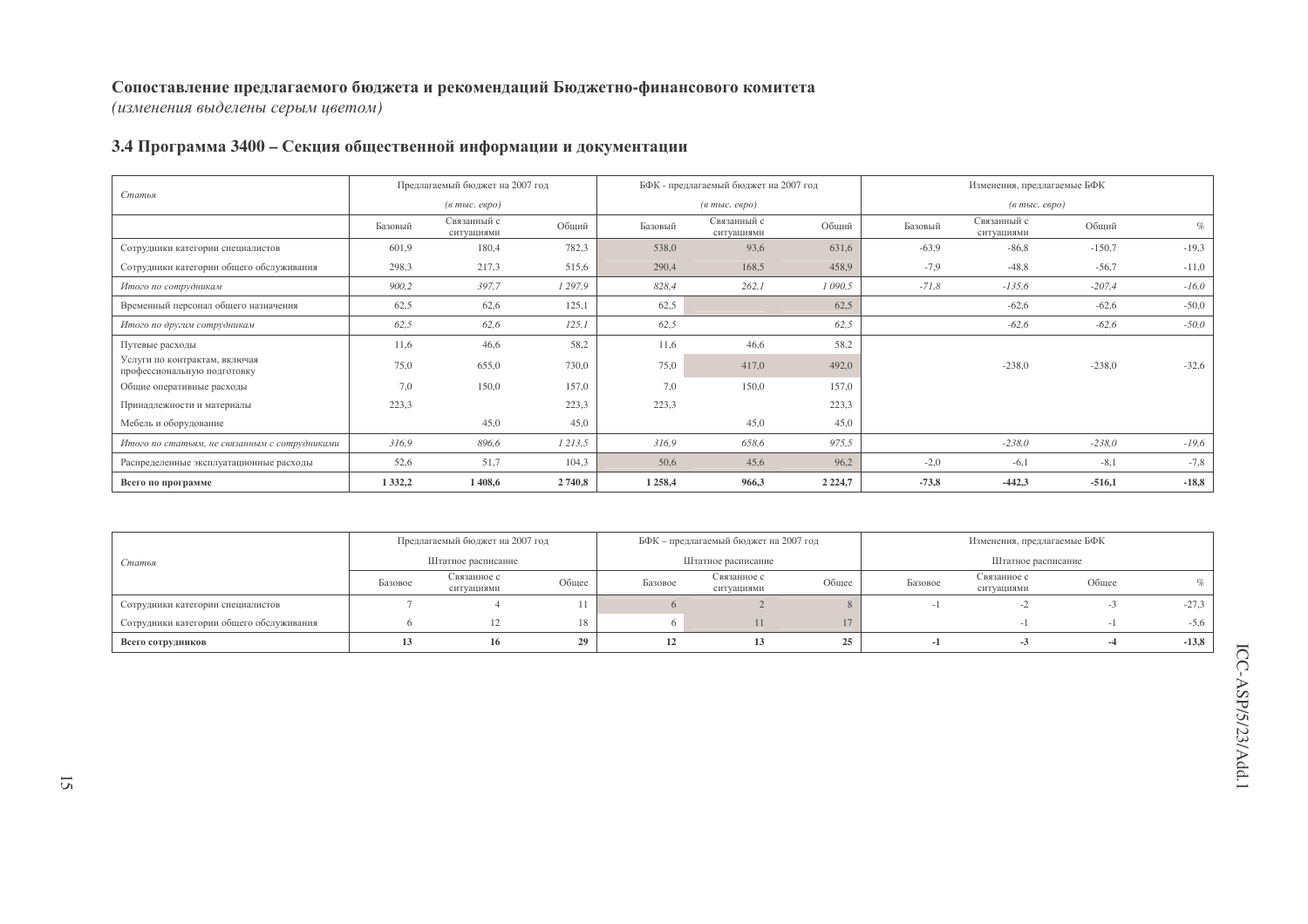## Сопоставление предлагаемого бюджета и рекомендаций Бюджетно-финансового комитета

*(изменения выделены серым цветом)*

### 3.4 Программа 3400 – Секция общественной информации и документации

| Статья | Предлагаемый бюджет на 2007 год *(в тыс. евро)* | | | БФК - предлагаемый бюджет на 2007 год *(в тыс. евро)* | | | Изменения, предлагаемые БФК *(в тыс. евро)* | | | |
|---|---|---|---|---|---|---|---|---|---|---|
| | Базовый | Связанный с ситуациями | Общий | Базовый | Связанный с ситуациями | Общий | Базовый | Связанный с ситуациями | Общий | % |
| Сотрудники категории специалистов | 601,9 | 180,4 | 782,3 | 538,0 | 93,6 | 631,6 | -63,9 | -86,8 | -150,7 | -19,3 |
| Сотрудники категории общего обслуживания | 298,3 | 217,3 | 515,6 | 290,4 | 168,5 | 458,9 | -7,9 | -48,8 | -56,7 | -11,0 |
| *Итого по сотрудникам* | *900,2* | *397,7* | *1 297,9* | *828,4* | *262,1* | *1 090,5* | *-71,8* | *-135,6* | *-207,4* | *-16,0* |
| Временный персонал общего назначения | 62,5 | 62,6 | 125,1 | 62,5 | | 62,5 | | -62,6 | -62,6 | -50,0 |
| *Итого по другим сотрудникам* | *62,5* | *62,6* | *125,1* | *62,5* | | *62,5* | | *-62,6* | *-62,6* | *-50,0* |
| Путевые расходы | 11,6 | 46,6 | 58,2 | 11,6 | 46,6 | 58,2 | | | | |
| Услуги по контрактам, включая профессиональную подготовку | 75,0 | 655,0 | 730,0 | 75,0 | 417,0 | 492,0 | | -238,0 | -238,0 | -32,6 |
| Общие оперативные расходы | 7,0 | 150,0 | 157,0 | 7,0 | 150,0 | 157,0 | | | | |
| Принадлежности и материалы | 223,3 | | 223,3 | 223,3 | | 223,3 | | | | |
| Мебель и оборудование | | 45,0 | 45,0 | | 45,0 | 45,0 | | | | |
| *Итого по статьям, не связанным с сотрудниками* | *316,9* | *896,6* | *1 213,5* | *316,9* | *658,6* | *975,5* | | *-238,0* | *-238,0* | *-19,6* |
| Распределенные эксплуатационные расходы | 52,6 | 51,7 | 104,3 | 50,6 | 45,6 | 96,2 | -2,0 | -6,1 | -8,1 | -7,8 |
| **Всего по программе** | **1 332,2** | **1 408,6** | **2 740,8** | **1 258,4** | **966,3** | **2 224,7** | **-73,8** | **-442,3** | **-516,1** | **-18,8** |

| Статья | Предлагаемый бюджет на 2007 год Штатное расписание | | | БФК – предлагаемый бюджет на 2007 год Штатное расписание | | | Изменения, предлагаемые БФК Штатное расписание | | | |
|---|---|---|---|---|---|---|---|---|---|---|
| | Базовое | Связанное с ситуациями | Общее | Базовое | Связанное с ситуациями | Общее | Базовое | Связанное с ситуациями | Общее | % |
| Сотрудники категории специалистов | 7 | 4 | 11 | 6 | 2 | 8 | -1 | -2 | -3 | -27,3 |
| Сотрудники категории общего обслуживания | 6 | 12 | 18 | 6 | 11 | 17 | | -1 | -1 | -5,6 |
| **Всего сотрудников** | **13** | **16** | **29** | **12** | **13** | **25** | **-1** | **-3** | **-4** | **-13,8** |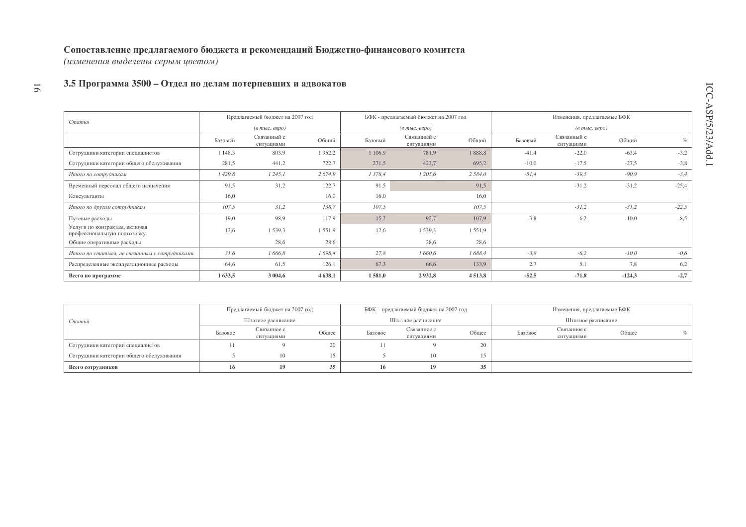**Сопоставление предлагаемого бюджета и рекомендаций Бюджетно-финансового комитета**
*(изменения выделены серым цветом)*

### 3.5 Программа 3500 – Отдел по делам потерпевших и адвокатов

| *Статья* | Предлагаемый бюджет на 2007 год *(в тыс. евро)* | | | БФК - предлагаемый бюджет на 2007 год *(в тыс. евро)* | | | Изменения, предлагаемые БФК *(в тыс. евро)* | | | |
|---|---|---|---|---|---|---|---|---|---|---|
| | Базовый | Связанный с ситуациями | Общий | Базовый | Связанный с ситуациями | Общий | Базовый | Связанный с ситуациями | Общий | % |
| Сотрудники категории специалистов | 1 148,3 | 803,9 | 1 952,2 | 1 106,9 | 781,9 | 1 888,8 | -41,4 | -22,0 | -63,4 | -3,2 |
| Сотрудники категории общего обслуживания | 281,5 | 441,2 | 722,7 | 271,5 | 423,7 | 695,2 | -10,0 | -17,5 | -27,5 | -3,8 |
| *Итого по сотрудникам* | *1 429,8* | *1 245,1* | *2 674,9* | *1 378,4* | *1 205,6* | *2 584,0* | *-51,4* | *-39,5* | *-90,9* | *-3,4* |
| Временный персонал общего назначения | 91,5 | 31,2 | 122,7 | 91,5 | | 91,5 | | -31,2 | -31,2 | -25,4 |
| Консультанты | 16,0 | | 16,0 | 16,0 | | 16,0 | | | | |
| *Итого по другим сотрудникам* | *107,5* | *31,2* | *138,7* | *107,5* | | *107,5* | | *-31,2* | *-31,2* | *-22,5* |
| Путевые расходы | 19,0 | 98,9 | 117,9 | 15,2 | 92,7 | 107,9 | -3,8 | -6,2 | -10,0 | -8,5 |
| Услуги по контрактам, включая профессиональную подготовку | 12,6 | 1 539,3 | 1 551,9 | 12,6 | 1 539,3 | 1 551,9 | | | | |
| Общие оперативные расходы | | 28,6 | 28,6 | | 28,6 | 28,6 | | | | |
| *Итого по статьям, не связанным с сотрудниками* | *31,6* | *1 666,8* | *1 698,4* | *27,8* | *1 660,6* | *1 688,4* | *-3,8* | *-6,2* | *-10,0* | *-0,6* |
| Распределенные эксплуатационные расходы | 64,6 | 61,5 | 126,1 | 67,3 | 66,6 | 133,9 | 2,7 | 5,1 | 7,8 | 6,2 |
| **Всего по программе** | **1 633,5** | **3 004,6** | **4 638,1** | **1 581,0** | **2 932,8** | **4 513,8** | **-52,5** | **-71,8** | **-124,3** | **-2,7** |

| *Статья* | Предлагаемый бюджет на 2007 год Штатное расписание | | | БФК – предлагаемый бюджет на 2007 год Штатное расписание | | | Изменения, предлагаемые БФК Штатное расписание | | | |
|---|---|---|---|---|---|---|---|---|---|---|
| | Базовое | Связанное с ситуациями | Общее | Базовое | Связанное с ситуациями | Общее | Базовое | Связанное с ситуациями | Общее | % |
| Сотрудники категории специалистов | 11 | 9 | 20 | 11 | 9 | 20 | | | | |
| Сотрудники категории общего обслуживания | 5 | 10 | 15 | 5 | 10 | 15 | | | | |
| **Всего сотрудников** | **16** | **19** | **35** | **16** | **19** | **35** | | | | |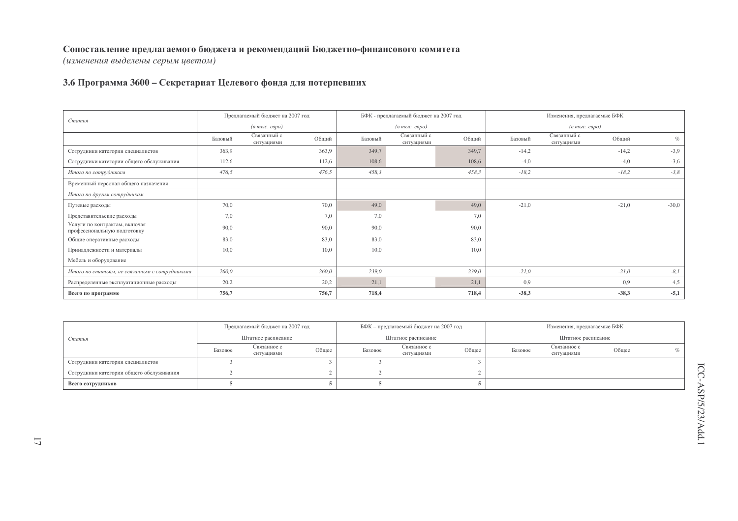**Сопоставление предлагаемого бюджета и рекомендаций Бюджетно-финансового комитета**
*(изменения выделены серым цветом)*

### 3.6 Программа 3600 – Секретариат Целевого фонда для потерпевших

| *Статья* | Предлагаемый бюджет на 2007 год (*в тыс. евро*) | | | БФК - предлагаемый бюджет на 2007 год (*в тыс. евро*) | | | Изменения, предлагаемые БФК (*в тыс. евро*) | | | |
|---|---|---|---|---|---|---|---|---|---|---|
| | Базовый | Связанный с ситуациями | Общий | Базовый | Связанный с ситуациями | Общий | Базовый | Связанный с ситуациями | Общий | % |
| Сотрудники категории специалистов | 363,9 | | 363,9 | 349,7 | | 349,7 | -14,2 | | -14,2 | -3,9 |
| Сотрудники категории общего обслуживания | 112,6 | | 112,6 | 108,6 | | 108,6 | -4,0 | | -4,0 | -3,6 |
| *Итого по сотрудникам* | *476,5* | | *476,5* | *458,3* | | *458,3* | *-18,2* | | *-18,2* | *-3,8* |
| Временный персонал общего назначения | | | | | | | | | | |
| *Итого по другим сотрудникам* | | | | | | | | | | |
| Путевые расходы | 70,0 | | 70,0 | 49,0 | | 49,0 | -21,0 | | -21,0 | -30,0 |
| Представительские расходы | 7,0 | | 7,0 | 7,0 | | 7,0 | | | | |
| Услуги по контрактам, включая профессиональную подготовку | 90,0 | | 90,0 | 90,0 | | 90,0 | | | | |
| Общие оперативные расходы | 83,0 | | 83,0 | 83,0 | | 83,0 | | | | |
| Принадлежности и материалы | 10,0 | | 10,0 | 10,0 | | 10,0 | | | | |
| Мебель и оборудование | | | | | | | | | | |
| *Итого по статьям, не связанным с сотрудниками* | *260,0* | | *260,0* | *239,0* | | *239,0* | *-21,0* | | *-21,0* | *-8,1* |
| Распределенные эксплуатационные расходы | 20,2 | | 20,2 | 21,1 | | 21,1 | 0,9 | | 0,9 | 4,5 |
| **Всего по программе** | **756,7** | | **756,7** | **718,4** | | **718,4** | **-38,3** | | **-38,3** | **-5,1** |

| *Статья* | Предлагаемый бюджет на 2007 год Штатное расписание | | | БФК – предлагаемый бюджет на 2007 год Штатное расписание | | | Изменения, предлагаемые БФК Штатное расписание | | | |
|---|---|---|---|---|---|---|---|---|---|---|
| | Базовое | Связанное с ситуациями | Общее | Базовое | Связанное с ситуациями | Общее | Базовое | Связанное с ситуациями | Общее | % |
| Сотрудники категории специалистов | 3 | | 3 | 3 | | 3 | | | | |
| Сотрудники категории общего обслуживания | 2 | | 2 | 2 | | 2 | | | | |
| **Всего сотрудников** | **5** | | **5** | **5** | | **5** | | | | |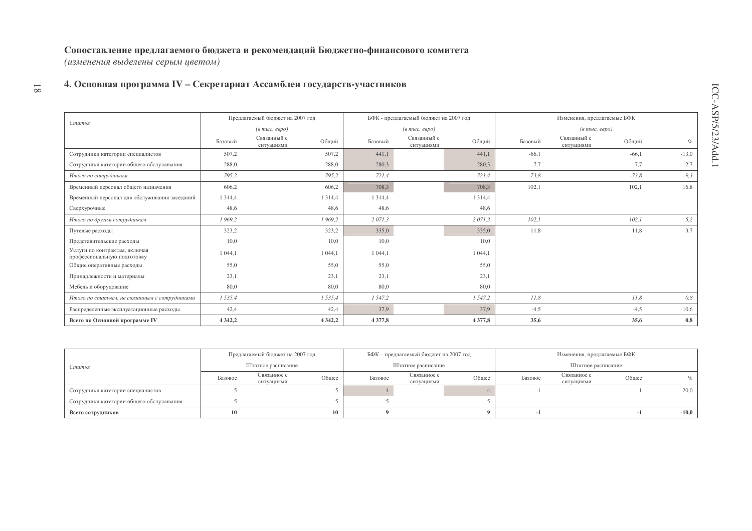**Сопоставление предлагаемого бюджета и рекомендаций Бюджетно-финансового комитета**
*(изменения выделены серым цветом)*

## 4. Основная программа IV – Секретариат Ассамблеи государств-участников

| *Статья* | Предлагаемый бюджет на 2007 год *(в тыс. евро)* | | | БФК - предлагаемый бюджет на 2007 год *(в тыс. евро)* | | | Изменения, предлагаемые БФК *(в тыс. евро)* | | | |
|---|---|---|---|---|---|---|---|---|---|---|
| | Базовый | Связанный с ситуациями | Общий | Базовый | Связанный с ситуациями | Общий | Базовый | Связанный с ситуациями | Общий | % |
| Сотрудники категории специалистов | 507,2 | | 507,2 | 441,1 | | 441,1 | -66,1 | | -66,1 | -13,0 |
| Сотрудники категории общего обслуживания | 288,0 | | 288,0 | 280,3 | | 280,3 | -7,7 | | -7,7 | -2,7 |
| *Итого по сотрудникам* | *795,2* | | *795,2* | *721,4* | | *721,4* | *-73,8* | | *-73,8* | *-9,3* |
| Временный персонал общего назначения | 606,2 | | 606,2 | 708,3 | | 708,3 | 102,1 | | 102,1 | 16,8 |
| Временный персонал для обслуживания заседаний | 1 314,4 | | 1 314,4 | 1 314,4 | | 1 314,4 | | | | |
| Сверхурочные | 48,6 | | 48,6 | 48,6 | | 48,6 | | | | |
| *Итого по другим сотрудникам* | *1 969,2* | | *1 969,2* | *2 071,3* | | *2 071,3* | *102,1* | | *102,1* | *5,2* |
| Путевые расходы | 323,2 | | 323,2 | 335,0 | | 335,0 | 11,8 | | 11,8 | 3,7 |
| Представительские расходы | 10,0 | | 10,0 | 10,0 | | 10,0 | | | | |
| Услуги по контрактам, включая профессиональную подготовку | 1 044,1 | | 1 044,1 | 1 044,1 | | 1 044,1 | | | | |
| Общие оперативные расходы | 55,0 | | 55,0 | 55,0 | | 55,0 | | | | |
| Принадлежности и материалы | 23,1 | | 23,1 | 23,1 | | 23,1 | | | | |
| Мебель и оборудование | 80,0 | | 80,0 | 80,0 | | 80,0 | | | | |
| *Итого по статьям, не связанным с сотрудниками* | *1 535,4* | | *1 535,4* | *1 547,2* | | *1 547,2* | *11,8* | | *11,8* | *0,8* |
| Распределенные эксплуатационные расходы | 42,4 | | 42,4 | 37,9 | | 37,9 | -4,5 | | -4,5 | -10,6 |
| **Всего по Основной программе IV** | **4 342,2** | | **4 342,2** | **4 377,8** | | **4 377,8** | **35,6** | | **35,6** | **0,8** |

| Статья | Предлагаемый бюджет на 2007 год Штатное расписание | | | БФК – предлагаемый бюджет на 2007 год Штатное расписание | | | Изменения, предлагаемые БФК Штатное расписание | | | |
|---|---|---|---|---|---|---|---|---|---|---|
| | Базовое | Связанное с ситуациями | Общее | Базовое | Связанное с ситуациями | Общее | Базовое | Связанное с ситуациями | Общее | % |
| Сотрудники категории специалистов | 5 | | 5 | 4 | | 4 | -1 | | -1 | -20,0 |
| Сотрудники категории общего обслуживания | 5 | | 5 | 5 | | 5 | | | | |
| **Всего сотрудников** | **10** | | **10** | **9** | | **9** | **-1** | | **-1** | **-10,0** |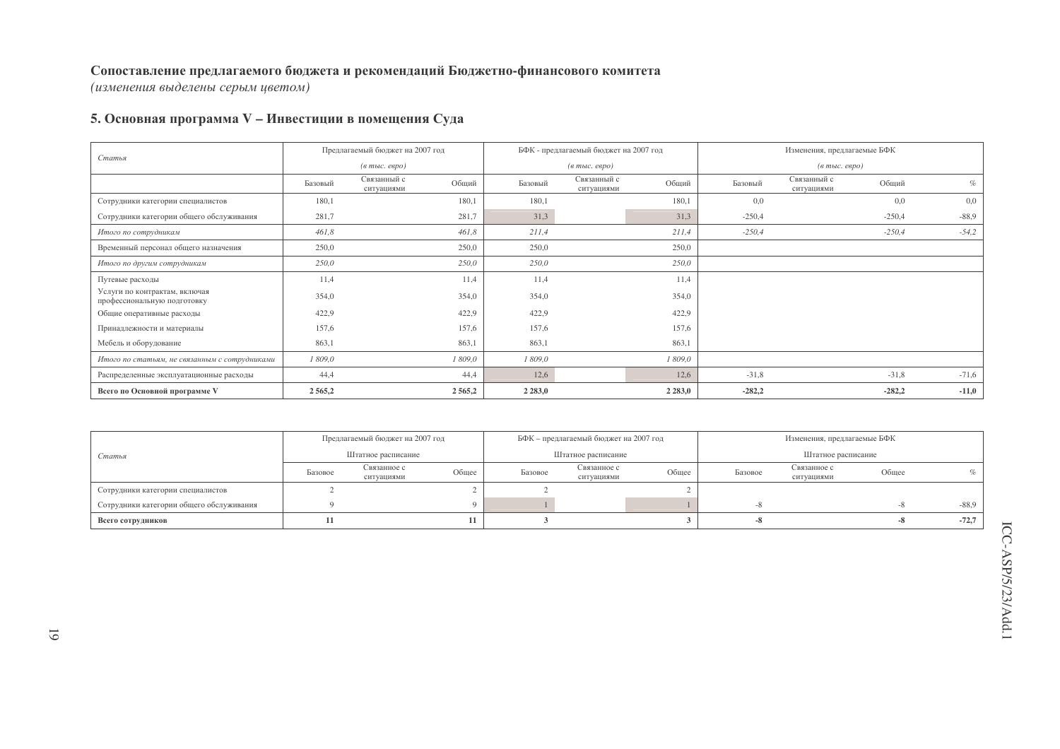**Сопоставление предлагаемого бюджета и рекомендаций Бюджетно-финансового комитета**
*(изменения выделены серым цветом)*

## 5. Основная программа V – Инвестиции в помещения Суда

| *Статья* | Предлагаемый бюджет на 2007 год *(в тыс. евро)* | | | БФК - предлагаемый бюджет на 2007 год *(в тыс. евро)* | | | Изменения, предлагаемые БФК *(в тыс. евро)* | | | |
|---|---|---|---|---|---|---|---|---|---|---|
| | Базовый | Связанный с ситуациями | Общий | Базовый | Связанный с ситуациями | Общий | Базовый | Связанный с ситуациями | Общий | % |
| Сотрудники категории специалистов | 180,1 | | 180,1 | 180,1 | | 180,1 | 0,0 | | 0,0 | 0,0 |
| Сотрудники категории общего обслуживания | 281,7 | | 281,7 | 31,3 | | 31,3 | -250,4 | | -250,4 | -88,9 |
| *Итого по сотрудникам* | *461,8* | | *461,8* | *211,4* | | *211,4* | *-250,4* | | *-250,4* | *-54,2* |
| Временный персонал общего назначения | 250,0 | | 250,0 | 250,0 | | 250,0 | | | | |
| *Итого по другим сотрудникам* | *250,0* | | *250,0* | *250,0* | | *250,0* | | | | |
| Путевые расходы | 11,4 | | 11,4 | 11,4 | | 11,4 | | | | |
| Услуги по контрактам, включая профессиональную подготовку | 354,0 | | 354,0 | 354,0 | | 354,0 | | | | |
| Общие оперативные расходы | 422,9 | | 422,9 | 422,9 | | 422,9 | | | | |
| Принадлежности и материалы | 157,6 | | 157,6 | 157,6 | | 157,6 | | | | |
| Мебель и оборудование | 863,1 | | 863,1 | 863,1 | | 863,1 | | | | |
| *Итого по статьям, не связанным с сотрудниками* | *1 809,0* | | *1 809,0* | *1 809,0* | | *1 809,0* | | | | |
| Распределенные эксплуатационные расходы | 44,4 | | 44,4 | 12,6 | | 12,6 | -31,8 | | -31,8 | -71,6 |
| **Всего по Основной программе V** | **2 565,2** | | **2 565,2** | **2 283,0** | | **2 283,0** | **-282,2** | | **-282,2** | **-11,0** |

| *Статья* | Предлагаемый бюджет на 2007 год Штатное расписание | | | БФК – предлагаемый бюджет на 2007 год Штатное расписание | | | Изменения, предлагаемые БФК Штатное расписание | | | |
|---|---|---|---|---|---|---|---|---|---|---|
| | Базовое | Связанное с ситуациями | Общее | Базовое | Связанное с ситуациями | Общее | Базовое | Связанное с ситуациями | Общее | % |
| Сотрудники категории специалистов | 2 | | 2 | 2 | | 2 | | | | |
| Сотрудники категории общего обслуживания | 9 | | 9 | 1 | | 1 | -8 | | -8 | -88,9 |
| **Всего сотрудников** | **11** | | **11** | **3** | | **3** | **-8** | | **-8** | **-72,7** |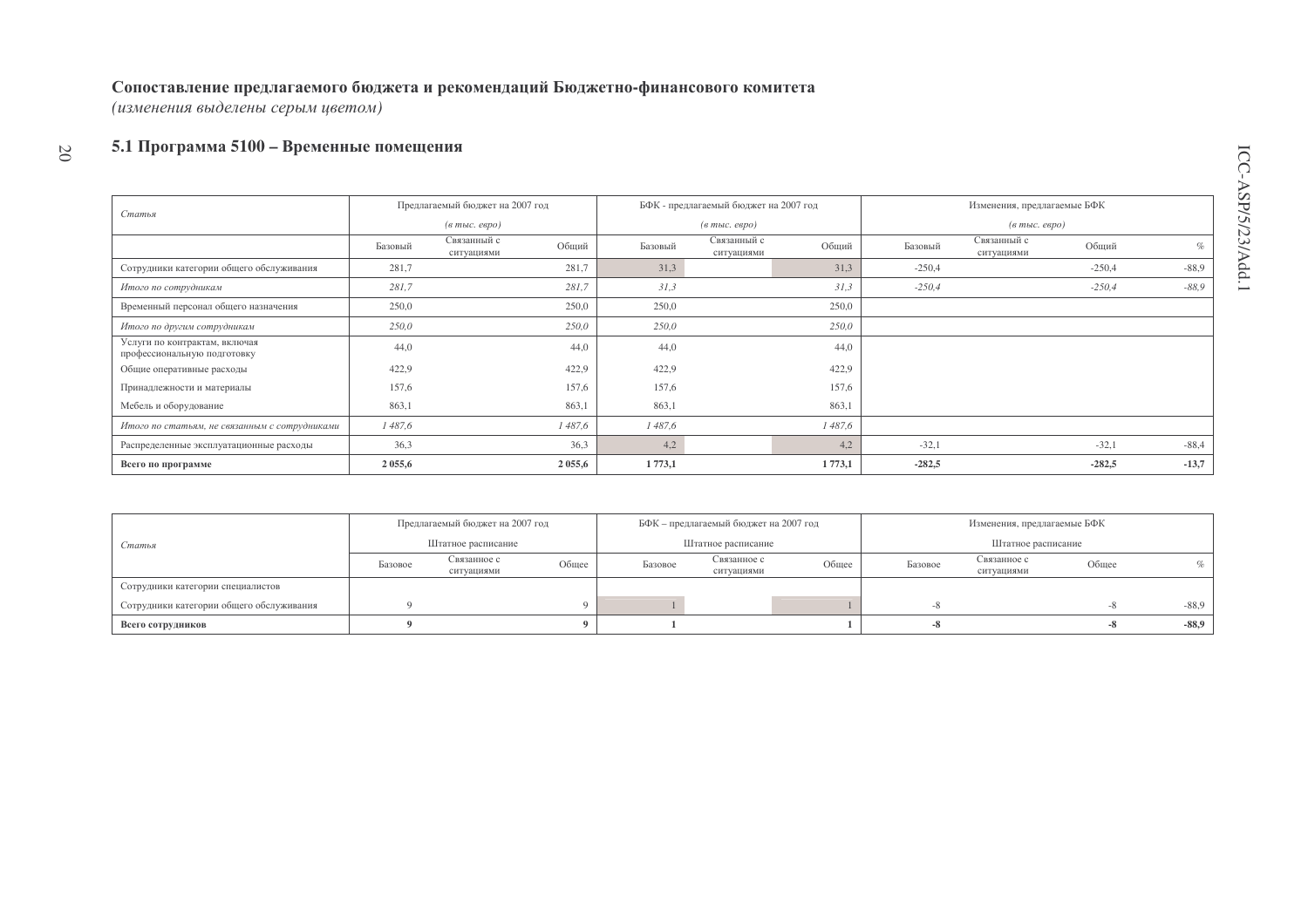**Сопоставление предлагаемого бюджета и рекомендаций Бюджетно-финансового комитета**
*(изменения выделены серым цветом)*

### 5.1 Программа 5100 – Временные помещения

| *Статья* | Предлагаемый бюджет на 2007 год *(в тыс. евро)* | | | БФК - предлагаемый бюджет на 2007 год *(в тыс. евро)* | | | Изменения, предлагаемые БФК *(в тыс. евро)* | | | |
|---|---|---|---|---|---|---|---|---|---|---|
| | Базовый | Связанный с ситуациями | Общий | Базовый | Связанный с ситуациями | Общий | Базовый | Связанный с ситуациями | Общий | % |
| Сотрудники категории общего обслуживания | 281,7 | | 281,7 | 31,3 | | 31,3 | -250,4 | | -250,4 | -88,9 |
| *Итого по сотрудникам* | *281,7* | | *281,7* | *31,3* | | *31,3* | *-250,4* | | *-250,4* | *-88,9* |
| Временный персонал общего назначения | 250,0 | | 250,0 | 250,0 | | 250,0 | | | | |
| *Итого по другим сотрудникам* | *250,0* | | *250,0* | *250,0* | | *250,0* | | | | |
| Услуги по контрактам, включая профессиональную подготовку | 44,0 | | 44,0 | 44,0 | | 44,0 | | | | |
| Общие оперативные расходы | 422,9 | | 422,9 | 422,9 | | 422,9 | | | | |
| Принадлежности и материалы | 157,6 | | 157,6 | 157,6 | | 157,6 | | | | |
| Мебель и оборудование | 863,1 | | 863,1 | 863,1 | | 863,1 | | | | |
| *Итого по статьям, не связанным с сотрудниками* | *1 487,6* | | *1 487,6* | *1 487,6* | | *1 487,6* | | | | |
| Распределенные эксплуатационные расходы | 36,3 | | 36,3 | 4,2 | | 4,2 | -32,1 | | -32,1 | -88,4 |
| **Всего по программе** | **2 055,6** | | **2 055,6** | **1 773,1** | | **1 773,1** | **-282,5** | | **-282,5** | **-13,7** |

| *Статья* | Предлагаемый бюджет на 2007 год Штатное расписание | | | БФК – предлагаемый бюджет на 2007 год Штатное расписание | | | Изменения, предлагаемые БФК Штатное расписание | | | |
|---|---|---|---|---|---|---|---|---|---|---|
| | Базовое | Связанное с ситуациями | Общее | Базовое | Связанное с ситуациями | Общее | Базовое | Связанное с ситуациями | Общее | % |
| Сотрудники категории специалистов | | | | | | | | | | |
| Сотрудники категории общего обслуживания | 9 | | 9 | 1 | | 1 | -8 | | -8 | -88,9 |
| **Всего сотрудников** | **9** | | **9** | **1** | | **1** | **-8** | | **-8** | **-88,9** |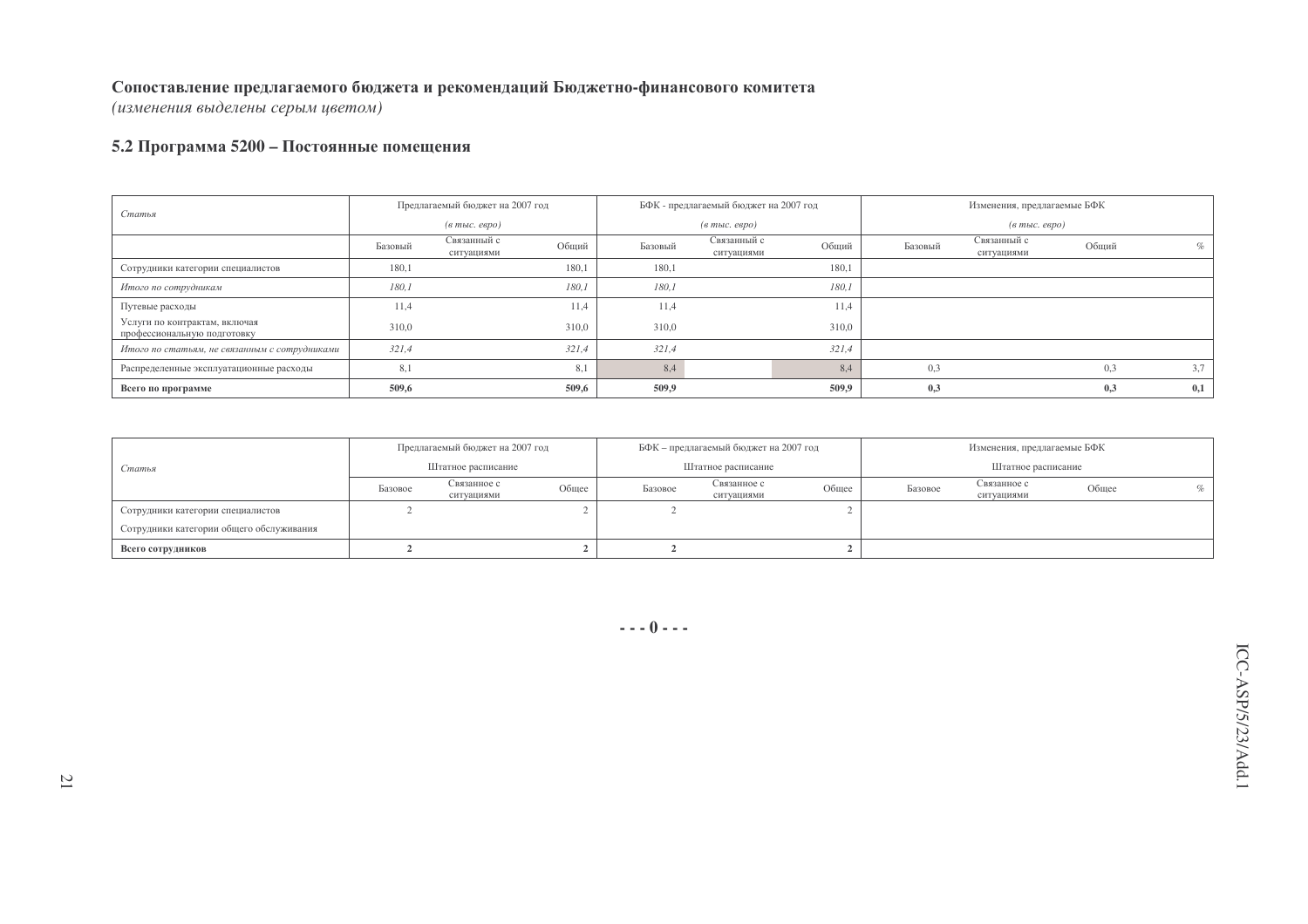**Сопоставление предлагаемого бюджета и рекомендаций Бюджетно-финансового комитета**
*(изменения выделены серым цветом)*

## 5.2 Программа 5200 – Постоянные помещения

| *Статья* | Предлагаемый бюджет на 2007 год *(в тыс. евро)* | | | БФК - предлагаемый бюджет на 2007 год *(в тыс. евро)* | | | Изменения, предлагаемые БФК *(в тыс. евро)* | | | |
|---|---|---|---|---|---|---|---|---|---|---|
| | Базовый | Связанный с ситуациями | Общий | Базовый | Связанный с ситуациями | Общий | Базовый | Связанный с ситуациями | Общий | % |
| Сотрудники категории специалистов | 180,1 | | 180,1 | 180,1 | | 180,1 | | | | |
| *Итого по сотрудникам* | *180,1* | | *180,1* | *180,1* | | *180,1* | | | | |
| Путевые расходы | 11,4 | | 11,4 | 11,4 | | 11,4 | | | | |
| Услуги по контрактам, включая профессиональную подготовку | 310,0 | | 310,0 | 310,0 | | 310,0 | | | | |
| *Итого по статьям, не связанным с сотрудниками* | *321,4* | | *321,4* | *321,4* | | *321,4* | | | | |
| Распределенные эксплуатационные расходы | 8,1 | | 8,1 | 8,4 | | 8,4 | 0,3 | | 0,3 | 3,7 |
| **Всего по программе** | **509,6** | | **509,6** | **509,9** | | **509,9** | **0,3** | | **0,3** | **0,1** |

| *Статья* | Предлагаемый бюджет на 2007 год Штатное расписание | | | БФК – предлагаемый бюджет на 2007 год Штатное расписание | | | Изменения, предлагаемые БФК Штатное расписание | | | |
|---|---|---|---|---|---|---|---|---|---|---|
| | Базовое | Связанное с ситуациями | Общее | Базовое | Связанное с ситуациями | Общее | Базовое | Связанное с ситуациями | Общее | % |
| Сотрудники категории специалистов | 2 | | 2 | 2 | | 2 | | | | |
| Сотрудники категории общего обслуживания | | | | | | | | | | |
| **Всего сотрудников** | **2** | | **2** | **2** | | **2** | | | | |

**- - - 0 - - -**